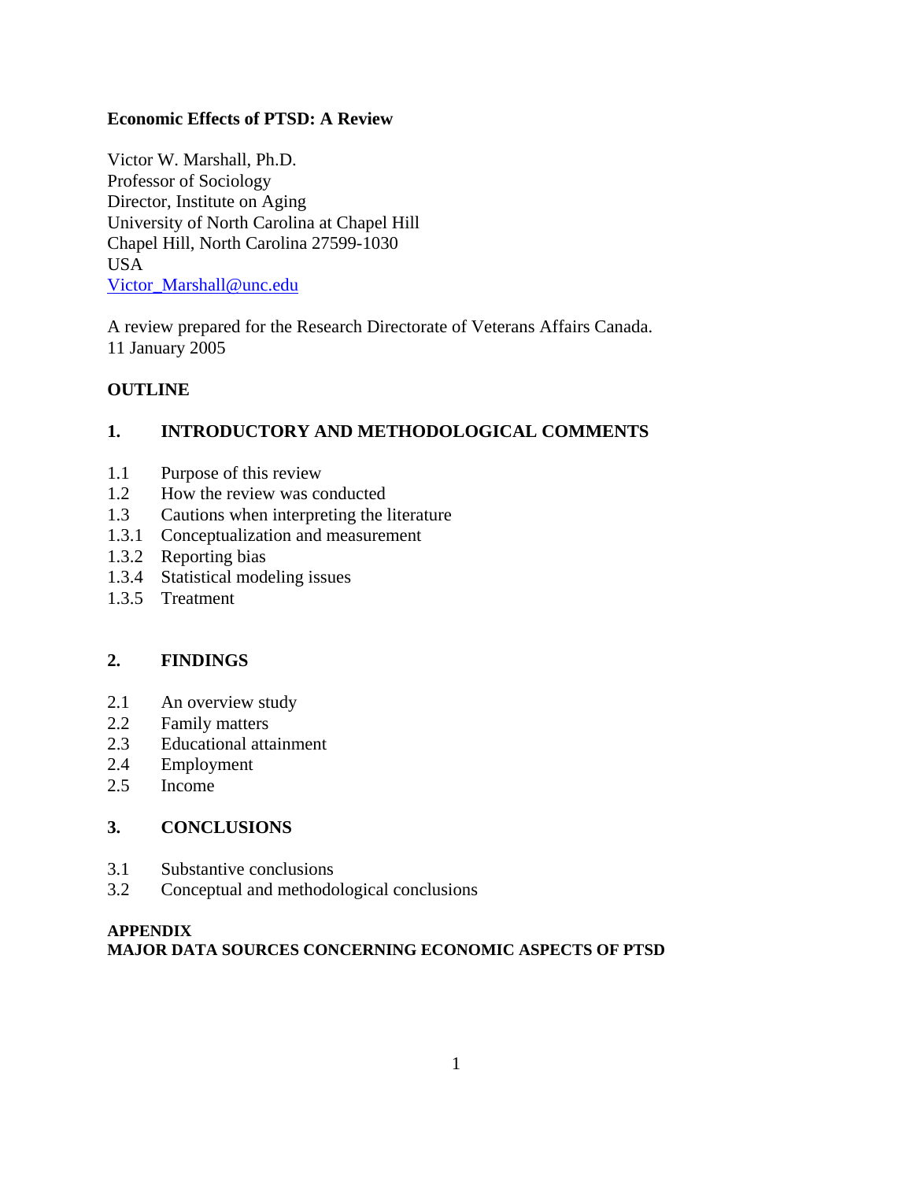# Economic Effects of PTSD: A Review

Victor W. Marshall, Ph.D.
Professor of Sociology
Director, Institute on Aging
University of North Carolina at Chapel Hill
Chapel Hill, North Carolina 27599-1030
USA
Victor_Marshall@unc.edu

A review prepared for the Research Directorate of Veterans Affairs Canada.
11 January 2005

## OUTLINE

### 1. INTRODUCTORY AND METHODOLOGICAL COMMENTS

1.1 Purpose of this review
1.2 How the review was conducted
1.3 Cautions when interpreting the literature
1.3.1 Conceptualization and measurement
1.3.2 Reporting bias
1.3.4 Statistical modeling issues
1.3.5 Treatment

### 2. FINDINGS

2.1 An overview study
2.2 Family matters
2.3 Educational attainment
2.4 Employment
2.5 Income

### 3. CONCLUSIONS

3.1 Substantive conclusions
3.2 Conceptual and methodological conclusions

**APPENDIX**
**MAJOR DATA SOURCES CONCERNING ECONOMIC ASPECTS OF PTSD**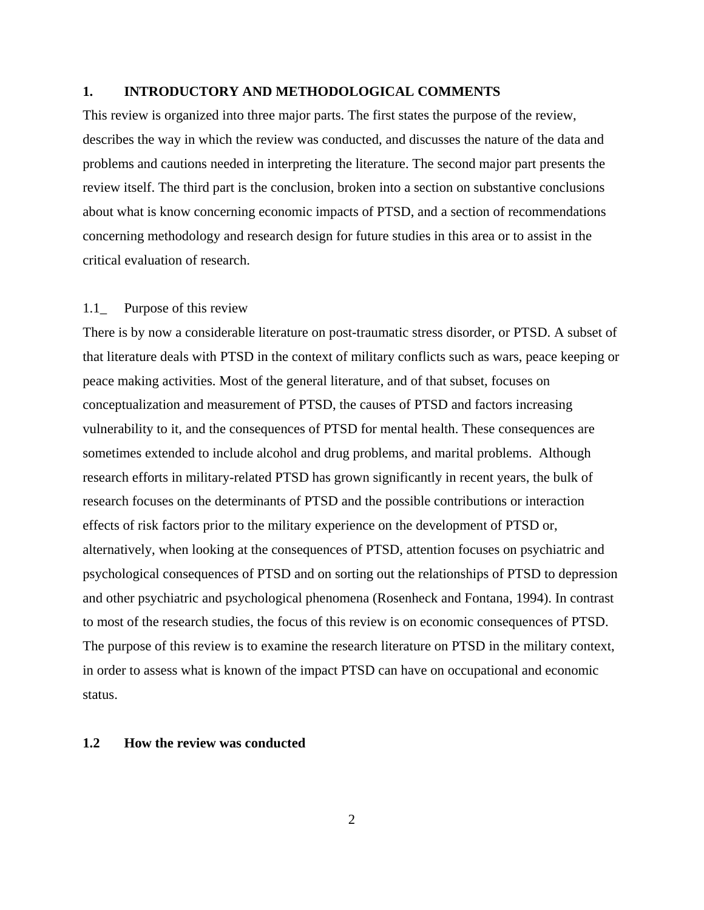## 1. INTRODUCTORY AND METHODOLOGICAL COMMENTS

This review is organized into three major parts. The first states the purpose of the review, describes the way in which the review was conducted, and discusses the nature of the data and problems and cautions needed in interpreting the literature. The second major part presents the review itself. The third part is the conclusion, broken into a section on substantive conclusions about what is know concerning economic impacts of PTSD, and a section of recommendations concerning methodology and research design for future studies in this area or to assist in the critical evaluation of research.

### 1.1_ Purpose of this review

There is by now a considerable literature on post-traumatic stress disorder, or PTSD. A subset of that literature deals with PTSD in the context of military conflicts such as wars, peace keeping or peace making activities. Most of the general literature, and of that subset, focuses on conceptualization and measurement of PTSD, the causes of PTSD and factors increasing vulnerability to it, and the consequences of PTSD for mental health. These consequences are sometimes extended to include alcohol and drug problems, and marital problems. Although research efforts in military-related PTSD has grown significantly in recent years, the bulk of research focuses on the determinants of PTSD and the possible contributions or interaction effects of risk factors prior to the military experience on the development of PTSD or, alternatively, when looking at the consequences of PTSD, attention focuses on psychiatric and psychological consequences of PTSD and on sorting out the relationships of PTSD to depression and other psychiatric and psychological phenomena (Rosenheck and Fontana, 1994). In contrast to most of the research studies, the focus of this review is on economic consequences of PTSD. The purpose of this review is to examine the research literature on PTSD in the military context, in order to assess what is known of the impact PTSD can have on occupational and economic status.

### 1.2 How the review was conducted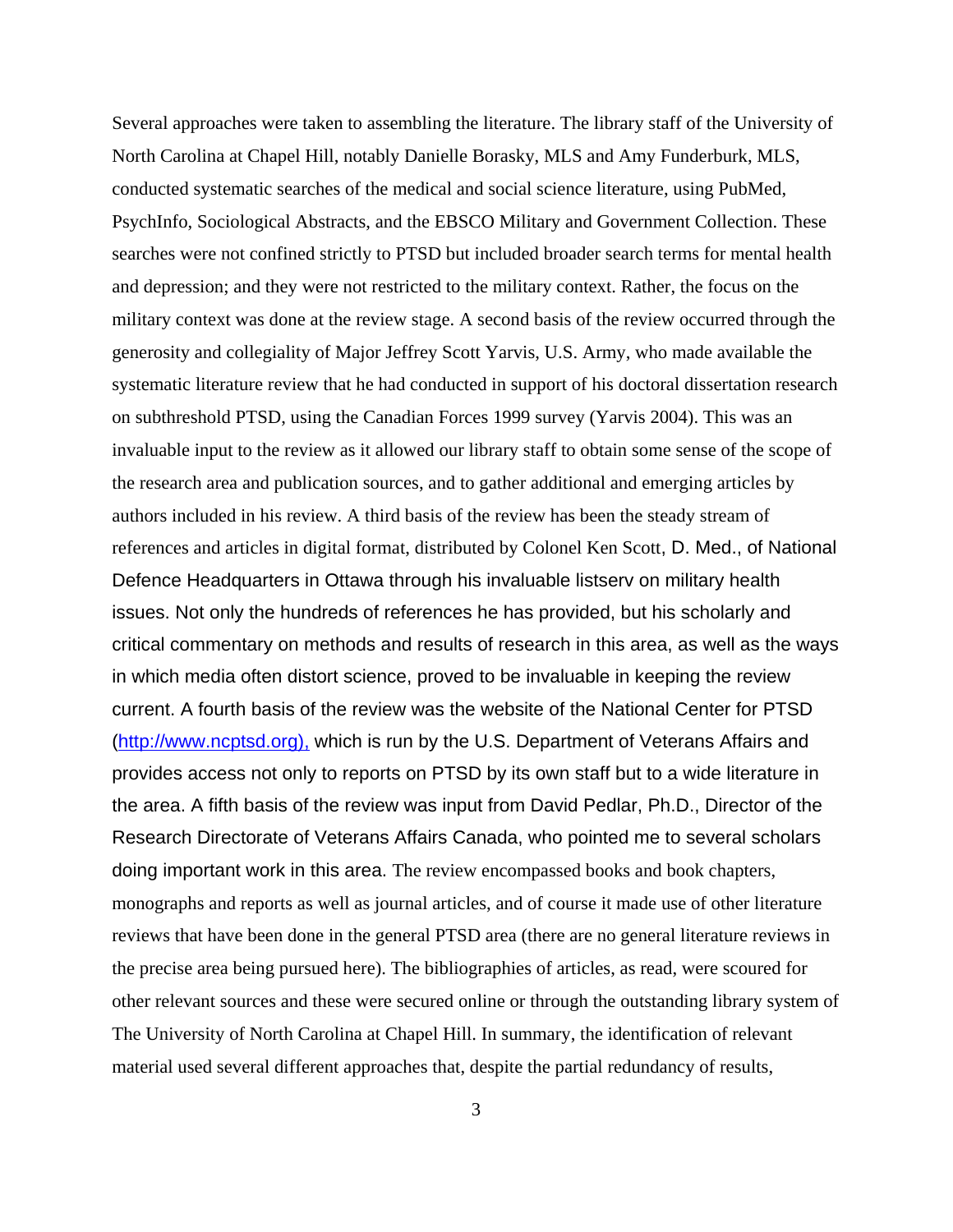Several approaches were taken to assembling the literature. The library staff of the University of North Carolina at Chapel Hill, notably Danielle Borasky, MLS and Amy Funderburk, MLS, conducted systematic searches of the medical and social science literature, using PubMed, PsychInfo, Sociological Abstracts, and the EBSCO Military and Government Collection. These searches were not confined strictly to PTSD but included broader search terms for mental health and depression; and they were not restricted to the military context. Rather, the focus on the military context was done at the review stage. A second basis of the review occurred through the generosity and collegiality of Major Jeffrey Scott Yarvis, U.S. Army, who made available the systematic literature review that he had conducted in support of his doctoral dissertation research on subthreshold PTSD, using the Canadian Forces 1999 survey (Yarvis 2004). This was an invaluable input to the review as it allowed our library staff to obtain some sense of the scope of the research area and publication sources, and to gather additional and emerging articles by authors included in his review. A third basis of the review has been the steady stream of references and articles in digital format, distributed by Colonel Ken Scott, D. Med., of National Defence Headquarters in Ottawa through his invaluable listserv on military health issues. Not only the hundreds of references he has provided, but his scholarly and critical commentary on methods and results of research in this area, as well as the ways in which media often distort science, proved to be invaluable in keeping the review current. A fourth basis of the review was the website of the National Center for PTSD (http://www.ncptsd.org), which is run by the U.S. Department of Veterans Affairs and provides access not only to reports on PTSD by its own staff but to a wide literature in the area. A fifth basis of the review was input from David Pedlar, Ph.D., Director of the Research Directorate of Veterans Affairs Canada, who pointed me to several scholars doing important work in this area. The review encompassed books and book chapters, monographs and reports as well as journal articles, and of course it made use of other literature reviews that have been done in the general PTSD area (there are no general literature reviews in the precise area being pursued here). The bibliographies of articles, as read, were scoured for other relevant sources and these were secured online or through the outstanding library system of The University of North Carolina at Chapel Hill. In summary, the identification of relevant material used several different approaches that, despite the partial redundancy of results,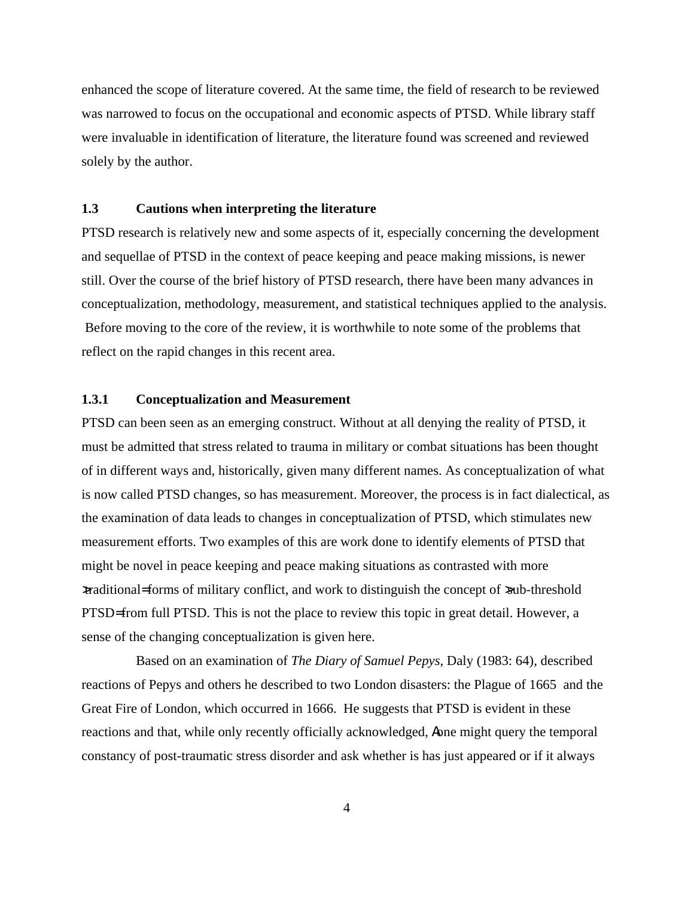enhanced the scope of literature covered. At the same time, the field of research to be reviewed was narrowed to focus on the occupational and economic aspects of PTSD. While library staff were invaluable in identification of literature, the literature found was screened and reviewed solely by the author.

### 1.3 Cautions when interpreting the literature

PTSD research is relatively new and some aspects of it, especially concerning the development and sequellae of PTSD in the context of peace keeping and peace making missions, is newer still. Over the course of the brief history of PTSD research, there have been many advances in conceptualization, methodology, measurement, and statistical techniques applied to the analysis. Before moving to the core of the review, it is worthwhile to note some of the problems that reflect on the rapid changes in this recent area.

#### 1.3.1 Conceptualization and Measurement

PTSD can been seen as an emerging construct. Without at all denying the reality of PTSD, it must be admitted that stress related to trauma in military or combat situations has been thought of in different ways and, historically, given many different names. As conceptualization of what is now called PTSD changes, so has measurement. Moreover, the process is in fact dialectical, as the examination of data leads to changes in conceptualization of PTSD, which stimulates new measurement efforts. Two examples of this are work done to identify elements of PTSD that might be novel in peace keeping and peace making situations as contrasted with more >traditional= forms of military conflict, and work to distinguish the concept of >sub-threshold PTSD= from full PTSD. This is not the place to review this topic in great detail. However, a sense of the changing conceptualization is given here.

Based on an examination of *The Diary of Samuel Pepys*, Daly (1983: 64), described reactions of Pepys and others he described to two London disasters: the Plague of 1665 and the Great Fire of London, which occurred in 1666. He suggests that PTSD is evident in these reactions and that, while only recently officially acknowledged, Aone might query the temporal constancy of post-traumatic stress disorder and ask whether is has just appeared or if it always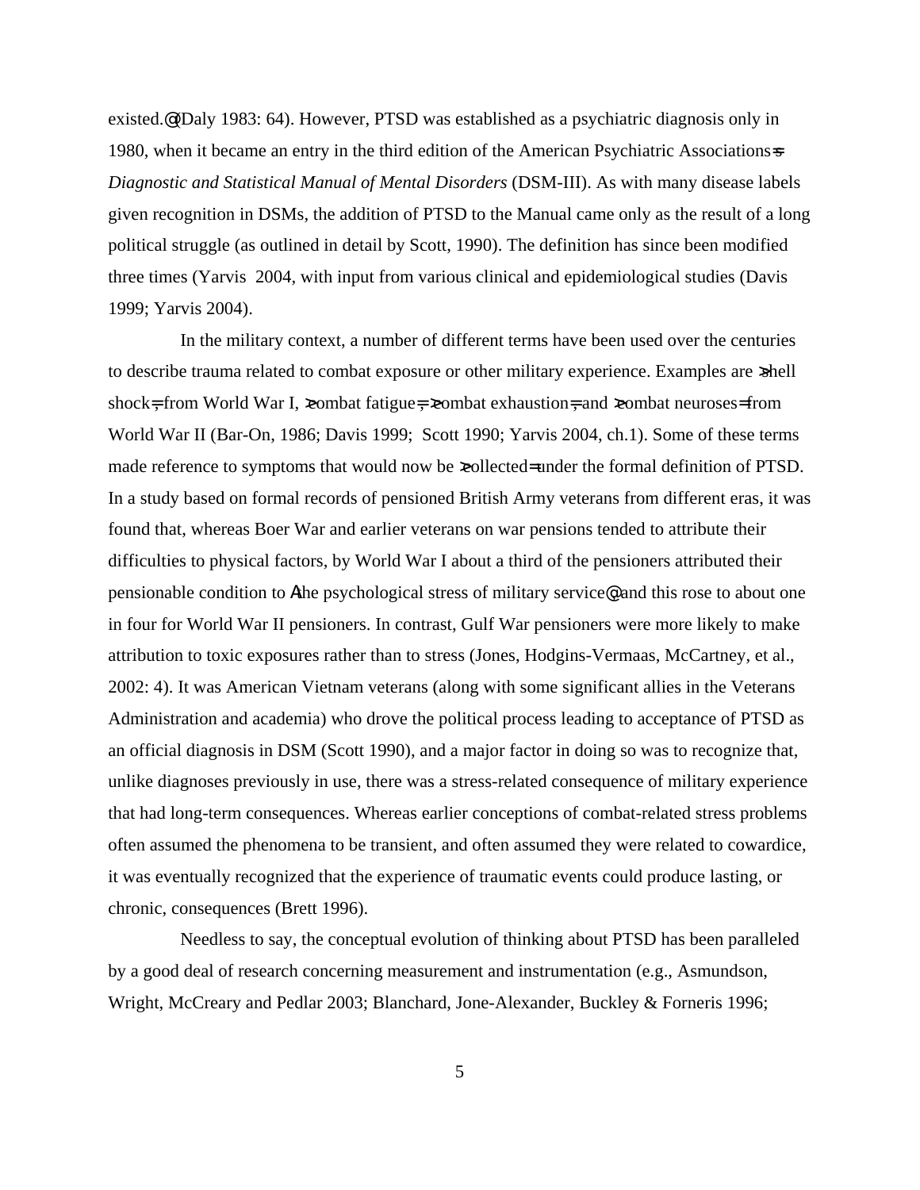existed.@ (Daly 1983: 64). However, PTSD was established as a psychiatric diagnosis only in 1980, when it became an entry in the third edition of the American Psychiatric Associations=s *Diagnostic and Statistical Manual of Mental Disorders* (DSM-III). As with many disease labels given recognition in DSMs, the addition of PTSD to the Manual came only as the result of a long political struggle (as outlined in detail by Scott, 1990). The definition has since been modified three times (Yarvis 2004, with input from various clinical and epidemiological studies (Davis 1999; Yarvis 2004).

In the military context, a number of different terms have been used over the centuries to describe trauma related to combat exposure or other military experience. Examples are >shell shock=, from World War I, >combat fatigue=, >combat exhaustion=, and >combat neuroses= from World War II (Bar-On, 1986; Davis 1999; Scott 1990; Yarvis 2004, ch.1). Some of these terms made reference to symptoms that would now be >collected= under the formal definition of PTSD. In a study based on formal records of pensioned British Army veterans from different eras, it was found that, whereas Boer War and earlier veterans on war pensions tended to attribute their difficulties to physical factors, by World War I about a third of the pensioners attributed their pensionable condition to Athe psychological stress of military service@ and this rose to about one in four for World War II pensioners. In contrast, Gulf War pensioners were more likely to make attribution to toxic exposures rather than to stress (Jones, Hodgins-Vermaas, McCartney, et al., 2002: 4). It was American Vietnam veterans (along with some significant allies in the Veterans Administration and academia) who drove the political process leading to acceptance of PTSD as an official diagnosis in DSM (Scott 1990), and a major factor in doing so was to recognize that, unlike diagnoses previously in use, there was a stress-related consequence of military experience that had long-term consequences. Whereas earlier conceptions of combat-related stress problems often assumed the phenomena to be transient, and often assumed they were related to cowardice, it was eventually recognized that the experience of traumatic events could produce lasting, or chronic, consequences (Brett 1996).

Needless to say, the conceptual evolution of thinking about PTSD has been paralleled by a good deal of research concerning measurement and instrumentation (e.g., Asmundson, Wright, McCreary and Pedlar 2003; Blanchard, Jone-Alexander, Buckley & Forneris 1996;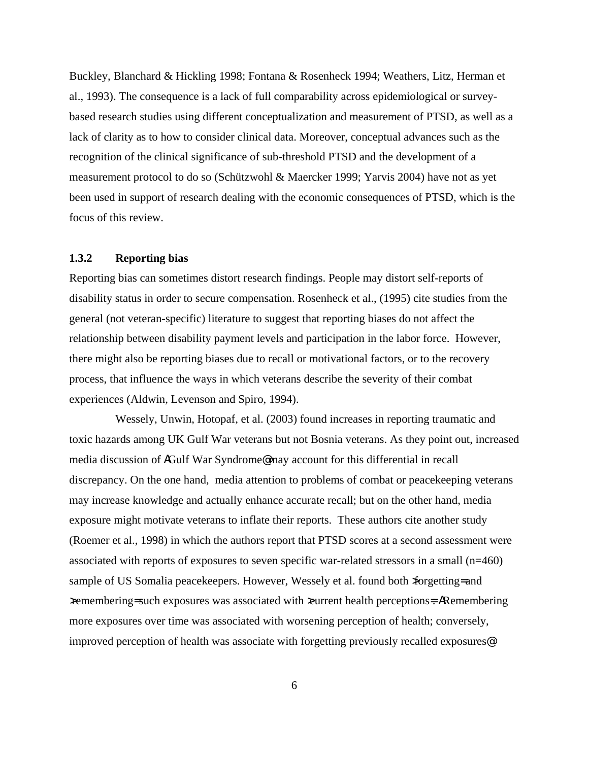Buckley, Blanchard & Hickling 1998; Fontana & Rosenheck 1994; Weathers, Litz, Herman et al., 1993). The consequence is a lack of full comparability across epidemiological or survey-based research studies using different conceptualization and measurement of PTSD, as well as a lack of clarity as to how to consider clinical data. Moreover, conceptual advances such as the recognition of the clinical significance of sub-threshold PTSD and the development of a measurement protocol to do so (Schützwohl & Maercker 1999; Yarvis 2004) have not as yet been used in support of research dealing with the economic consequences of PTSD, which is the focus of this review.

### 1.3.2 Reporting bias

Reporting bias can sometimes distort research findings. People may distort self-reports of disability status in order to secure compensation. Rosenheck et al., (1995) cite studies from the general (not veteran-specific) literature to suggest that reporting biases do not affect the relationship between disability payment levels and participation in the labor force. However, there might also be reporting biases due to recall or motivational factors, or to the recovery process, that influence the ways in which veterans describe the severity of their combat experiences (Aldwin, Levenson and Spiro, 1994).

Wessely, Unwin, Hotopaf, et al. (2003) found increases in reporting traumatic and toxic hazards among UK Gulf War veterans but not Bosnia veterans. As they point out, increased media discussion of AGulf War Syndrome@ may account for this differential in recall discrepancy. On the one hand, media attention to problems of combat or peacekeeping veterans may increase knowledge and actually enhance accurate recall; but on the other hand, media exposure might motivate veterans to inflate their reports. These authors cite another study (Roemer et al., 1998) in which the authors report that PTSD scores at a second assessment were associated with reports of exposures to seven specific war-related stressors in a small (n=460) sample of US Somalia peacekeepers. However, Wessely et al. found both >forgetting= and >remembering= such exposures was associated with >current health perceptions=: ARemembering more exposures over time was associated with worsening perception of health; conversely, improved perception of health was associate with forgetting previously recalled exposures@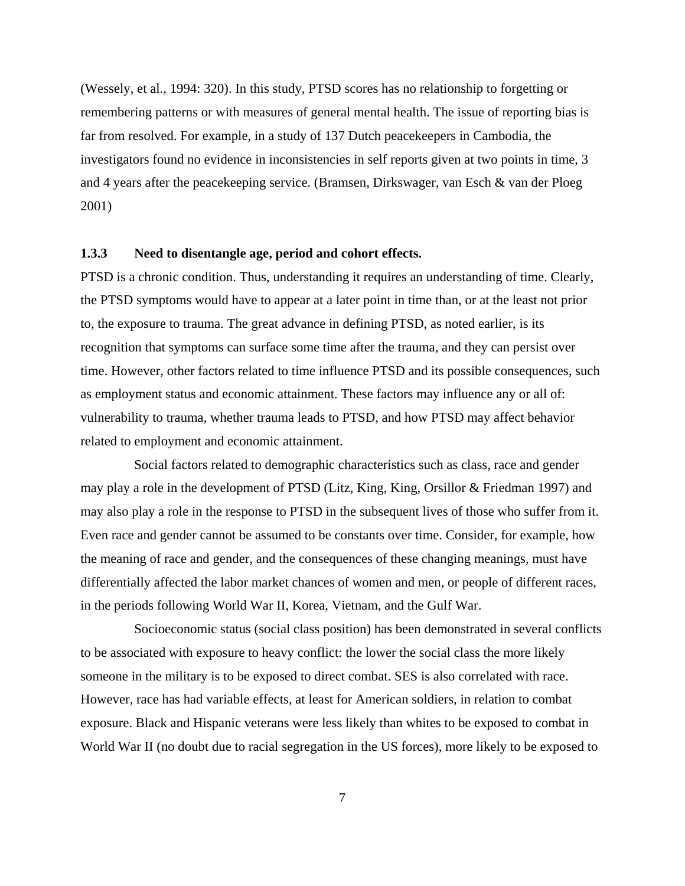(Wessely, et al., 1994: 320). In this study, PTSD scores has no relationship to forgetting or remembering patterns or with measures of general mental health. The issue of reporting bias is far from resolved. For example, in a study of 137 Dutch peacekeepers in Cambodia, the investigators found no evidence in inconsistencies in self reports given at two points in time, 3 and 4 years after the peacekeeping service. (Bramsen, Dirkswager, van Esch & van der Ploeg 2001)

### 1.3.3 Need to disentangle age, period and cohort effects.

PTSD is a chronic condition. Thus, understanding it requires an understanding of time. Clearly, the PTSD symptoms would have to appear at a later point in time than, or at the least not prior to, the exposure to trauma. The great advance in defining PTSD, as noted earlier, is its recognition that symptoms can surface some time after the trauma, and they can persist over time. However, other factors related to time influence PTSD and its possible consequences, such as employment status and economic attainment. These factors may influence any or all of: vulnerability to trauma, whether trauma leads to PTSD, and how PTSD may affect behavior related to employment and economic attainment.

Social factors related to demographic characteristics such as class, race and gender may play a role in the development of PTSD (Litz, King, King, Orsillor & Friedman 1997) and may also play a role in the response to PTSD in the subsequent lives of those who suffer from it. Even race and gender cannot be assumed to be constants over time. Consider, for example, how the meaning of race and gender, and the consequences of these changing meanings, must have differentially affected the labor market chances of women and men, or people of different races, in the periods following World War II, Korea, Vietnam, and the Gulf War.

Socioeconomic status (social class position) has been demonstrated in several conflicts to be associated with exposure to heavy conflict: the lower the social class the more likely someone in the military is to be exposed to direct combat. SES is also correlated with race. However, race has had variable effects, at least for American soldiers, in relation to combat exposure. Black and Hispanic veterans were less likely than whites to be exposed to combat in World War II (no doubt due to racial segregation in the US forces), more likely to be exposed to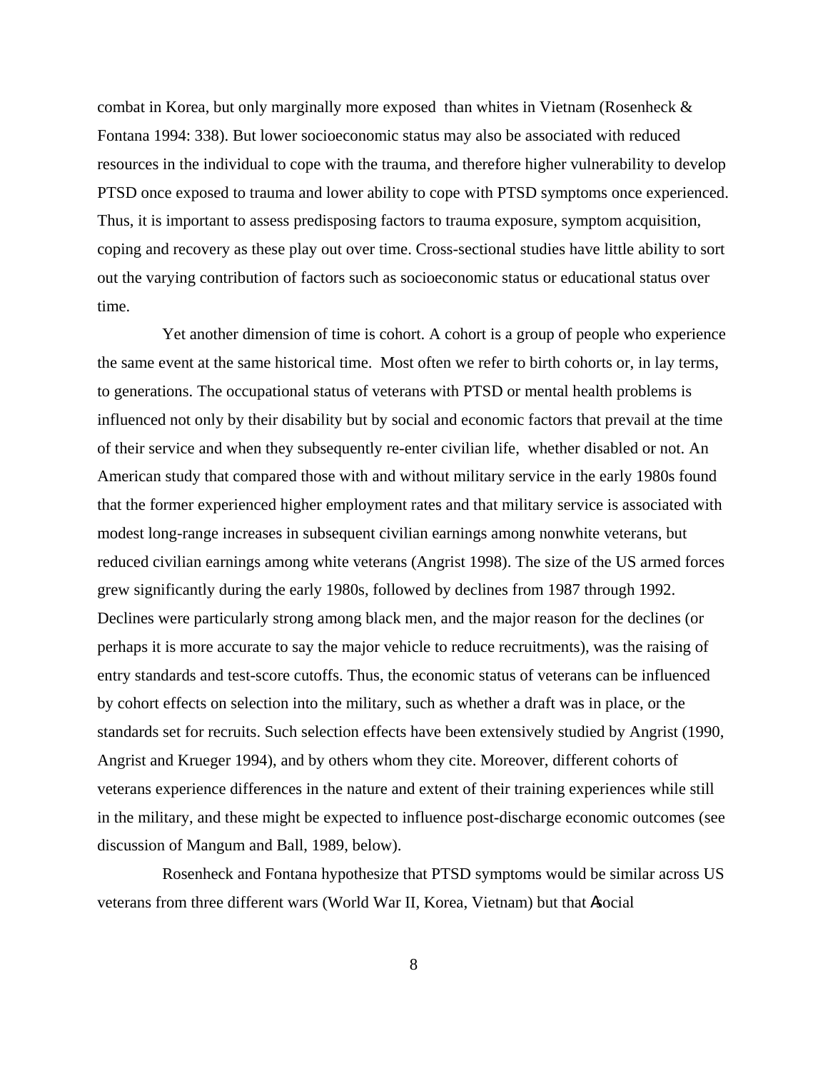combat in Korea, but only marginally more exposed than whites in Vietnam (Rosenheck & Fontana 1994: 338). But lower socioeconomic status may also be associated with reduced resources in the individual to cope with the trauma, and therefore higher vulnerability to develop PTSD once exposed to trauma and lower ability to cope with PTSD symptoms once experienced. Thus, it is important to assess predisposing factors to trauma exposure, symptom acquisition, coping and recovery as these play out over time. Cross-sectional studies have little ability to sort out the varying contribution of factors such as socioeconomic status or educational status over time.

Yet another dimension of time is cohort. A cohort is a group of people who experience the same event at the same historical time. Most often we refer to birth cohorts or, in lay terms, to generations. The occupational status of veterans with PTSD or mental health problems is influenced not only by their disability but by social and economic factors that prevail at the time of their service and when they subsequently re-enter civilian life, whether disabled or not. An American study that compared those with and without military service in the early 1980s found that the former experienced higher employment rates and that military service is associated with modest long-range increases in subsequent civilian earnings among nonwhite veterans, but reduced civilian earnings among white veterans (Angrist 1998). The size of the US armed forces grew significantly during the early 1980s, followed by declines from 1987 through 1992. Declines were particularly strong among black men, and the major reason for the declines (or perhaps it is more accurate to say the major vehicle to reduce recruitments), was the raising of entry standards and test-score cutoffs. Thus, the economic status of veterans can be influenced by cohort effects on selection into the military, such as whether a draft was in place, or the standards set for recruits. Such selection effects have been extensively studied by Angrist (1990, Angrist and Krueger 1994), and by others whom they cite. Moreover, different cohorts of veterans experience differences in the nature and extent of their training experiences while still in the military, and these might be expected to influence post-discharge economic outcomes (see discussion of Mangum and Ball, 1989, below).

Rosenheck and Fontana hypothesize that PTSD symptoms would be similar across US veterans from three different wars (World War II, Korea, Vietnam) but that Asocial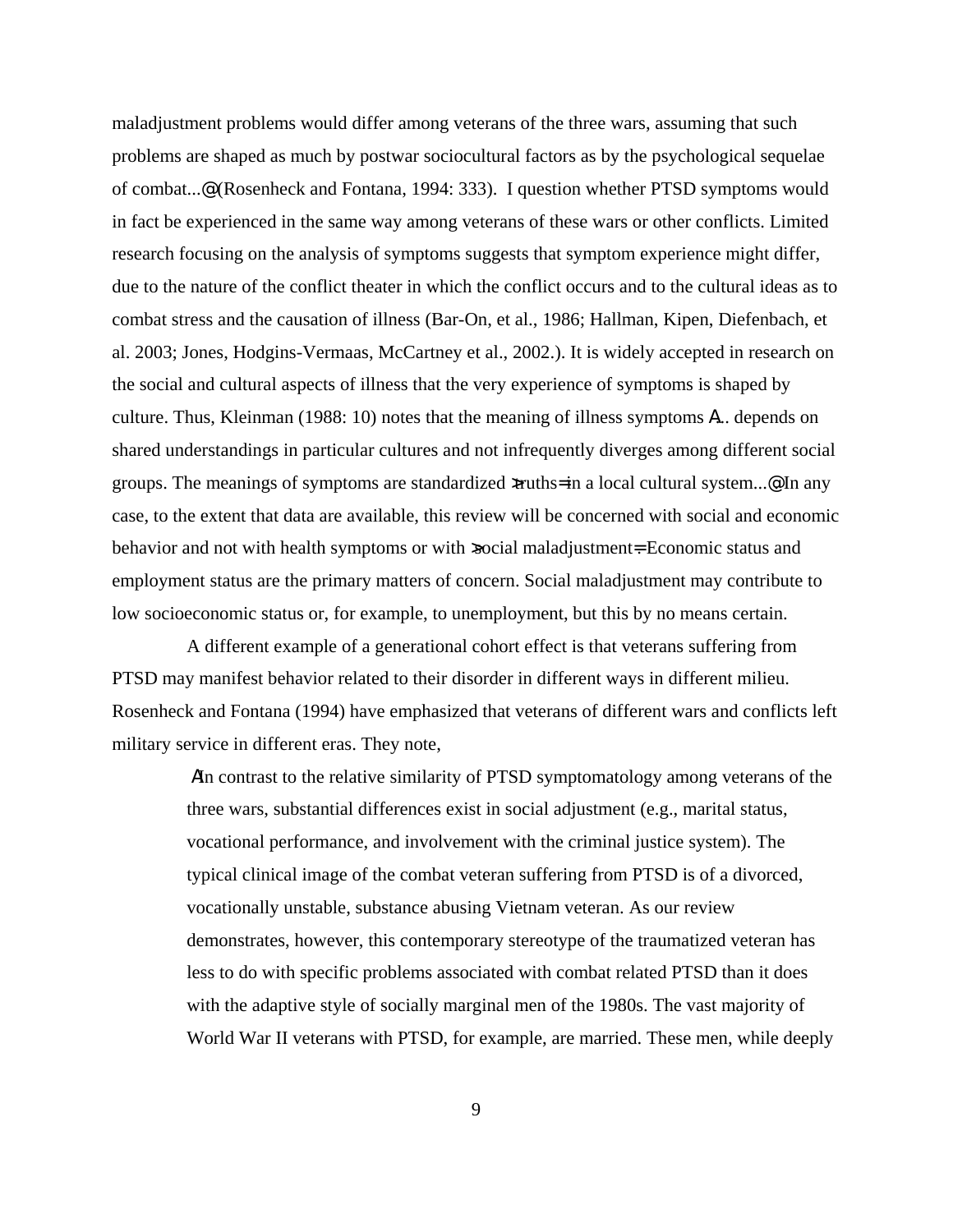maladjustment problems would differ among veterans of the three wars, assuming that such problems are shaped as much by postwar sociocultural factors as by the psychological sequelae of combat...@ (Rosenheck and Fontana, 1994: 333). I question whether PTSD symptoms would in fact be experienced in the same way among veterans of these wars or other conflicts. Limited research focusing on the analysis of symptoms suggests that symptom experience might differ, due to the nature of the conflict theater in which the conflict occurs and to the cultural ideas as to combat stress and the causation of illness (Bar-On, et al., 1986; Hallman, Kipen, Diefenbach, et al. 2003; Jones, Hodgins-Vermaas, McCartney et al., 2002.). It is widely accepted in research on the social and cultural aspects of illness that the very experience of symptoms is shaped by culture. Thus, Kleinman (1988: 10) notes that the meaning of illness symptoms A... depends on shared understandings in particular cultures and not infrequently diverges among different social groups. The meanings of symptoms are standardized >truths= in a local cultural system...@ In any case, to the extent that data are available, this review will be concerned with social and economic behavior and not with health symptoms or with >social maladjustment=. Economic status and employment status are the primary matters of concern. Social maladjustment may contribute to low socioeconomic status or, for example, to unemployment, but this by no means certain.

A different example of a generational cohort effect is that veterans suffering from PTSD may manifest behavior related to their disorder in different ways in different milieu. Rosenheck and Fontana (1994) have emphasized that veterans of different wars and conflicts left military service in different eras. They note,

> AIn contrast to the relative similarity of PTSD symptomatology among veterans of the three wars, substantial differences exist in social adjustment (e.g., marital status, vocational performance, and involvement with the criminal justice system). The typical clinical image of the combat veteran suffering from PTSD is of a divorced, vocationally unstable, substance abusing Vietnam veteran. As our review demonstrates, however, this contemporary stereotype of the traumatized veteran has less to do with specific problems associated with combat related PTSD than it does with the adaptive style of socially marginal men of the 1980s. The vast majority of World War II veterans with PTSD, for example, are married. These men, while deeply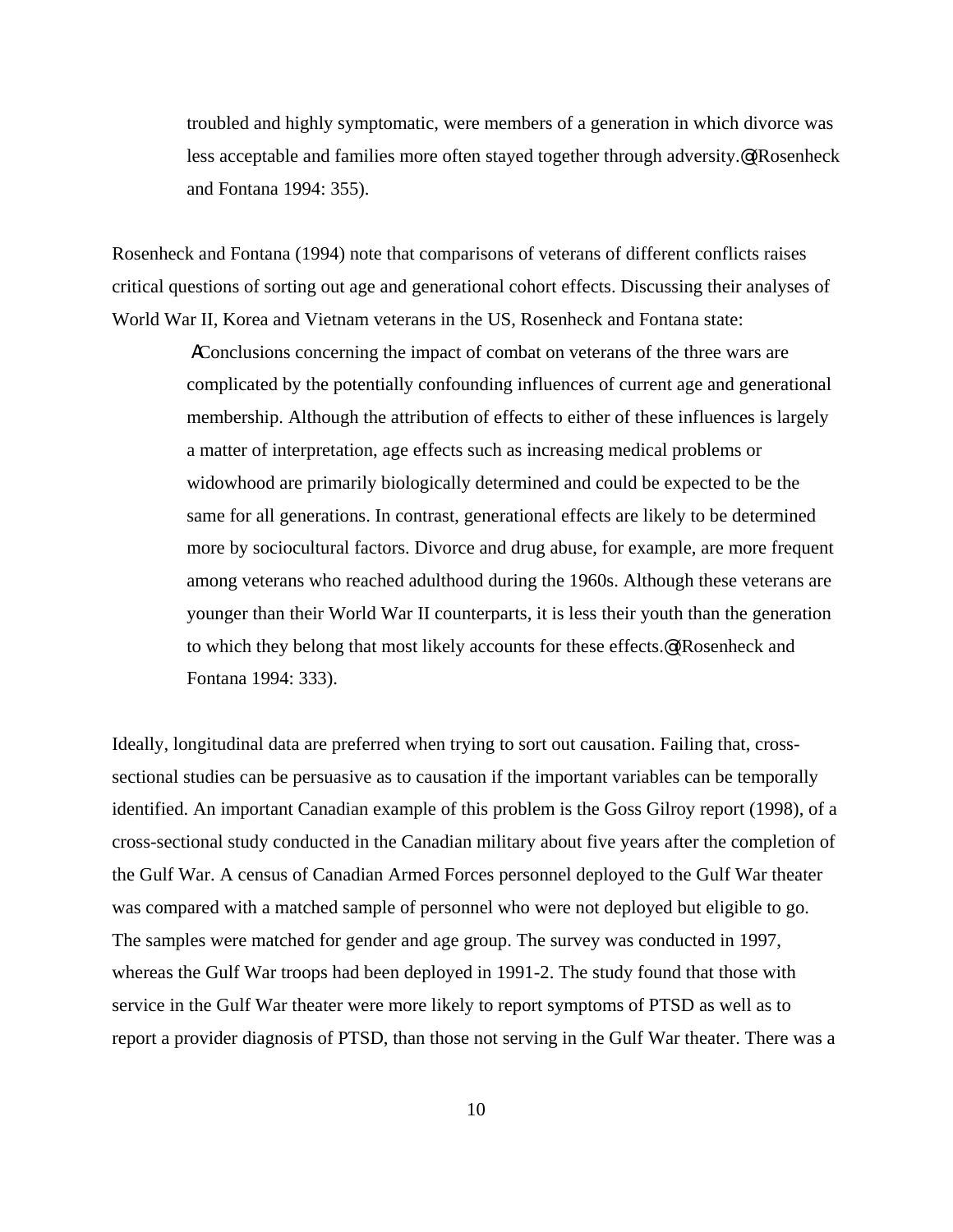> troubled and highly symptomatic, were members of a generation in which divorce was less acceptable and families more often stayed together through adversity.@ (Rosenheck and Fontana 1994: 355).

Rosenheck and Fontana (1994) note that comparisons of veterans of different conflicts raises critical questions of sorting out age and generational cohort effects. Discussing their analyses of World War II, Korea and Vietnam veterans in the US, Rosenheck and Fontana state:

> AConclusions concerning the impact of combat on veterans of the three wars are complicated by the potentially confounding influences of current age and generational membership. Although the attribution of effects to either of these influences is largely a matter of interpretation, age effects such as increasing medical problems or widowhood are primarily biologically determined and could be expected to be the same for all generations. In contrast, generational effects are likely to be determined more by sociocultural factors. Divorce and drug abuse, for example, are more frequent among veterans who reached adulthood during the 1960s. Although these veterans are younger than their World War II counterparts, it is less their youth than the generation to which they belong that most likely accounts for these effects.@ (Rosenheck and Fontana 1994: 333).

Ideally, longitudinal data are preferred when trying to sort out causation. Failing that, cross-sectional studies can be persuasive as to causation if the important variables can be temporally identified. An important Canadian example of this problem is the Goss Gilroy report (1998), of a cross-sectional study conducted in the Canadian military about five years after the completion of the Gulf War. A census of Canadian Armed Forces personnel deployed to the Gulf War theater was compared with a matched sample of personnel who were not deployed but eligible to go. The samples were matched for gender and age group. The survey was conducted in 1997, whereas the Gulf War troops had been deployed in 1991-2. The study found that those with service in the Gulf War theater were more likely to report symptoms of PTSD as well as to report a provider diagnosis of PTSD, than those not serving in the Gulf War theater. There was a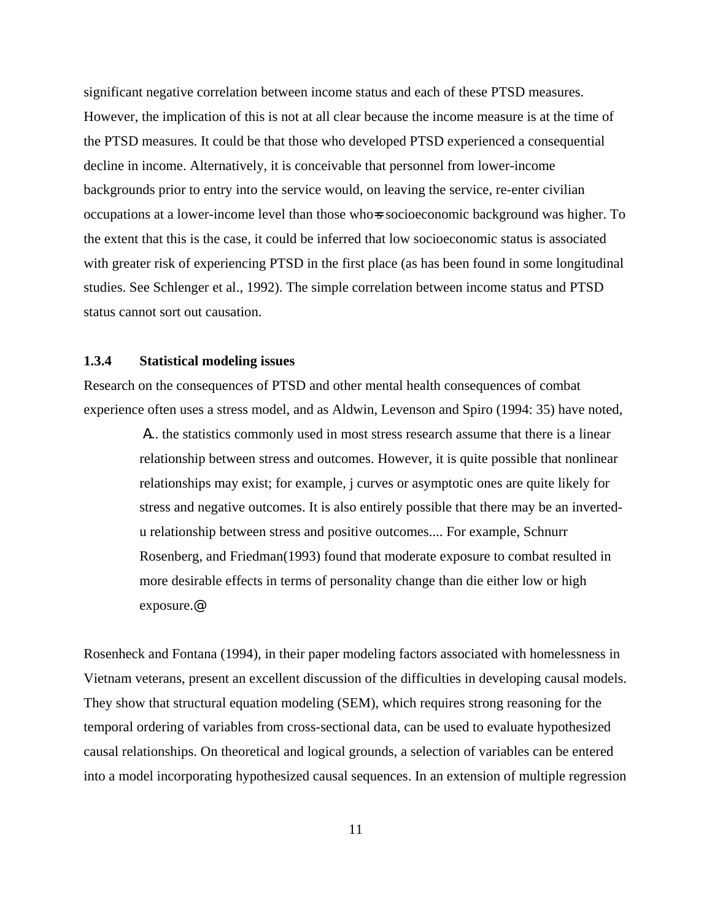significant negative correlation between income status and each of these PTSD measures. However, the implication of this is not at all clear because the income measure is at the time of the PTSD measures. It could be that those who developed PTSD experienced a consequential decline in income. Alternatively, it is conceivable that personnel from lower-income backgrounds prior to entry into the service would, on leaving the service, re-enter civilian occupations at a lower-income level than those who=s socioeconomic background was higher. To the extent that this is the case, it could be inferred that low socioeconomic status is associated with greater risk of experiencing PTSD in the first place (as has been found in some longitudinal studies. See Schlenger et al., 1992). The simple correlation between income status and PTSD status cannot sort out causation.

### 1.3.4 Statistical modeling issues

Research on the consequences of PTSD and other mental health consequences of combat experience often uses a stress model, and as Aldwin, Levenson and Spiro (1994: 35) have noted,

> A... the statistics commonly used in most stress research assume that there is a linear relationship between stress and outcomes. However, it is quite possible that nonlinear relationships may exist; for example, j curves or asymptotic ones are quite likely for stress and negative outcomes. It is also entirely possible that there may be an inverted-u relationship between stress and positive outcomes.... For example, Schnurr Rosenberg, and Friedman(1993) found that moderate exposure to combat resulted in more desirable effects in terms of personality change than die either low or high exposure.@

Rosenheck and Fontana (1994), in their paper modeling factors associated with homelessness in Vietnam veterans, present an excellent discussion of the difficulties in developing causal models. They show that structural equation modeling (SEM), which requires strong reasoning for the temporal ordering of variables from cross-sectional data, can be used to evaluate hypothesized causal relationships. On theoretical and logical grounds, a selection of variables can be entered into a model incorporating hypothesized causal sequences. In an extension of multiple regression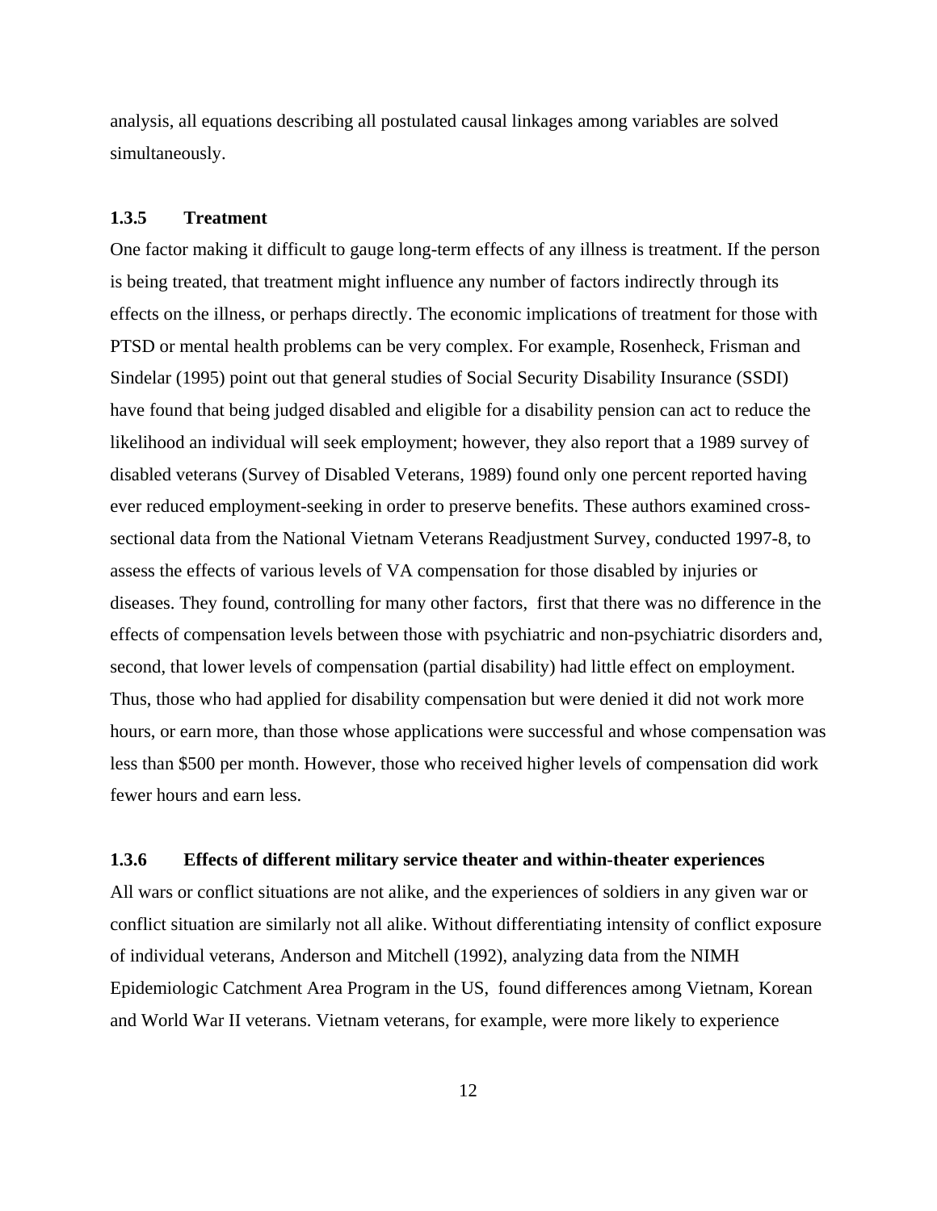analysis, all equations describing all postulated causal linkages among variables are solved simultaneously.

### 1.3.5 Treatment

One factor making it difficult to gauge long-term effects of any illness is treatment. If the person is being treated, that treatment might influence any number of factors indirectly through its effects on the illness, or perhaps directly. The economic implications of treatment for those with PTSD or mental health problems can be very complex. For example, Rosenheck, Frisman and Sindelar (1995) point out that general studies of Social Security Disability Insurance (SSDI) have found that being judged disabled and eligible for a disability pension can act to reduce the likelihood an individual will seek employment; however, they also report that a 1989 survey of disabled veterans (Survey of Disabled Veterans, 1989) found only one percent reported having ever reduced employment-seeking in order to preserve benefits. These authors examined cross-sectional data from the National Vietnam Veterans Readjustment Survey, conducted 1997-8, to assess the effects of various levels of VA compensation for those disabled by injuries or diseases. They found, controlling for many other factors, first that there was no difference in the effects of compensation levels between those with psychiatric and non-psychiatric disorders and, second, that lower levels of compensation (partial disability) had little effect on employment. Thus, those who had applied for disability compensation but were denied it did not work more hours, or earn more, than those whose applications were successful and whose compensation was less than $500 per month. However, those who received higher levels of compensation did work fewer hours and earn less.

### 1.3.6 Effects of different military service theater and within-theater experiences

All wars or conflict situations are not alike, and the experiences of soldiers in any given war or conflict situation are similarly not all alike. Without differentiating intensity of conflict exposure of individual veterans, Anderson and Mitchell (1992), analyzing data from the NIMH Epidemiologic Catchment Area Program in the US, found differences among Vietnam, Korean and World War II veterans. Vietnam veterans, for example, were more likely to experience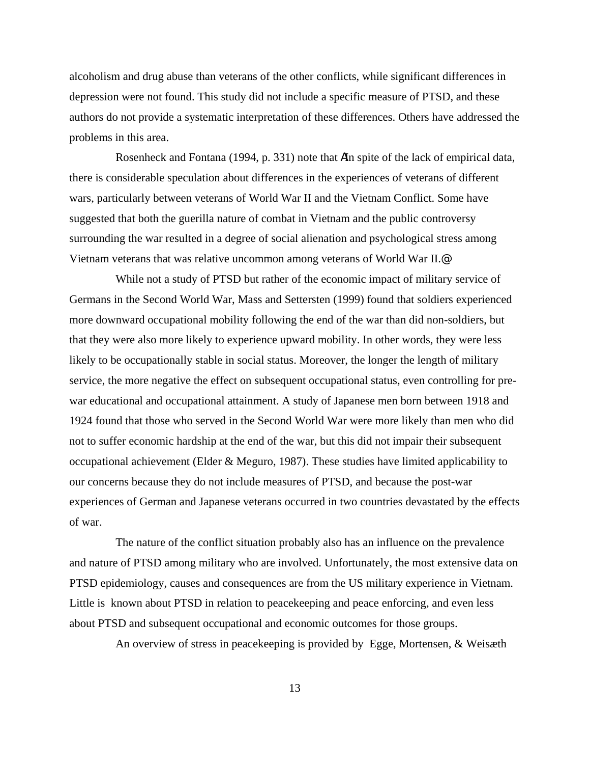alcoholism and drug abuse than veterans of the other conflicts, while significant differences in depression were not found. This study did not include a specific measure of PTSD, and these authors do not provide a systematic interpretation of these differences. Others have addressed the problems in this area.

Rosenheck and Fontana (1994, p. 331) note that ΑIn spite of the lack of empirical data, there is considerable speculation about differences in the experiences of veterans of different wars, particularly between veterans of World War II and the Vietnam Conflict. Some have suggested that both the guerilla nature of combat in Vietnam and the public controversy surrounding the war resulted in a degree of social alienation and psychological stress among Vietnam veterans that was relative uncommon among veterans of World War II.@

While not a study of PTSD but rather of the economic impact of military service of Germans in the Second World War, Mass and Settersten (1999) found that soldiers experienced more downward occupational mobility following the end of the war than did non-soldiers, but that they were also more likely to experience upward mobility. In other words, they were less likely to be occupationally stable in social status. Moreover, the longer the length of military service, the more negative the effect on subsequent occupational status, even controlling for pre-war educational and occupational attainment. A study of Japanese men born between 1918 and 1924 found that those who served in the Second World War were more likely than men who did not to suffer economic hardship at the end of the war, but this did not impair their subsequent occupational achievement (Elder & Meguro, 1987). These studies have limited applicability to our concerns because they do not include measures of PTSD, and because the post-war experiences of German and Japanese veterans occurred in two countries devastated by the effects of war.

The nature of the conflict situation probably also has an influence on the prevalence and nature of PTSD among military who are involved. Unfortunately, the most extensive data on PTSD epidemiology, causes and consequences are from the US military experience in Vietnam. Little is known about PTSD in relation to peacekeeping and peace enforcing, and even less about PTSD and subsequent occupational and economic outcomes for those groups.

An overview of stress in peacekeeping is provided by Egge, Mortensen, & Weisæth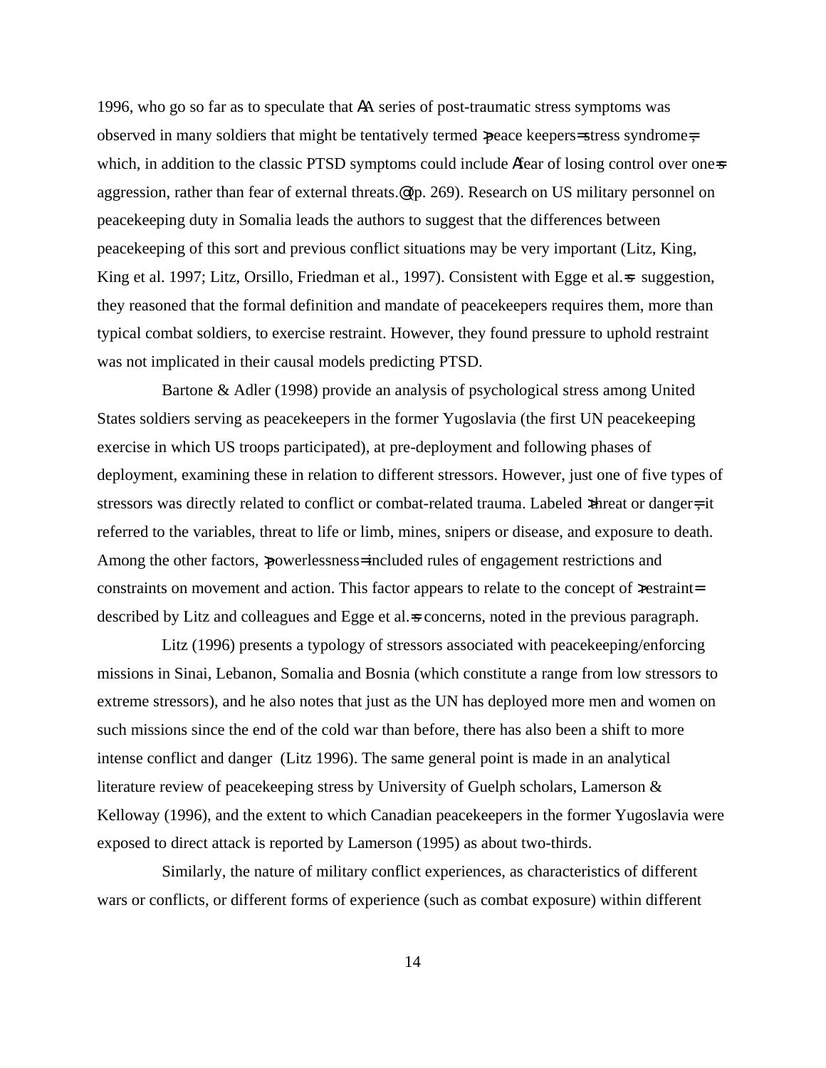1996, who go so far as to speculate that ΑA series of post-traumatic stress symptoms was observed in many soldiers that might be tentatively termed ∃peace keepers=stress syndrome=, which, in addition to the classic PTSD symptoms could include Αfear of losing control over one=s aggression, rather than fear of external threats.@ (p. 269). Research on US military personnel on peacekeeping duty in Somalia leads the authors to suggest that the differences between peacekeeping of this sort and previous conflict situations may be very important (Litz, King, King et al. 1997; Litz, Orsillo, Friedman et al., 1997). Consistent with Egge et al.=s suggestion, they reasoned that the formal definition and mandate of peacekeepers requires them, more than typical combat soldiers, to exercise restraint. However, they found pressure to uphold restraint was not implicated in their causal models predicting PTSD.

Bartone & Adler (1998) provide an analysis of psychological stress among United States soldiers serving as peacekeepers in the former Yugoslavia (the first UN peacekeeping exercise in which US troops participated), at pre-deployment and following phases of deployment, examining these in relation to different stressors. However, just one of five types of stressors was directly related to conflict or combat-related trauma. Labeled ∃threat or danger=, it referred to the variables, threat to life or limb, mines, snipers or disease, and exposure to death. Among the other factors, ∃powerlessness= included rules of engagement restrictions and constraints on movement and action. This factor appears to relate to the concept of ∃restraint= described by Litz and colleagues and Egge et al.=s concerns, noted in the previous paragraph.

Litz (1996) presents a typology of stressors associated with peacekeeping/enforcing missions in Sinai, Lebanon, Somalia and Bosnia (which constitute a range from low stressors to extreme stressors), and he also notes that just as the UN has deployed more men and women on such missions since the end of the cold war than before, there has also been a shift to more intense conflict and danger (Litz 1996). The same general point is made in an analytical literature review of peacekeeping stress by University of Guelph scholars, Lamerson & Kelloway (1996), and the extent to which Canadian peacekeepers in the former Yugoslavia were exposed to direct attack is reported by Lamerson (1995) as about two-thirds.

Similarly, the nature of military conflict experiences, as characteristics of different wars or conflicts, or different forms of experience (such as combat exposure) within different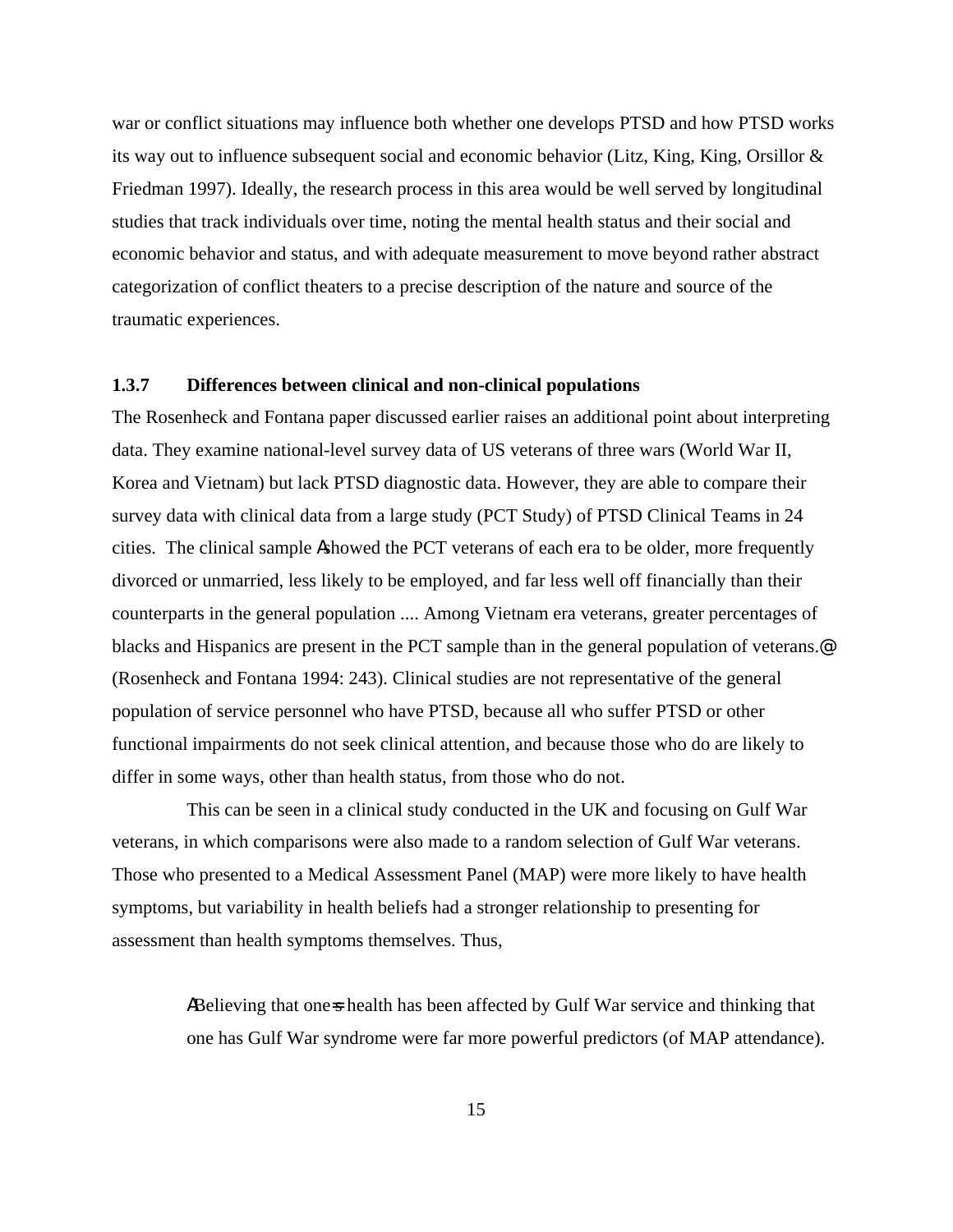war or conflict situations may influence both whether one develops PTSD and how PTSD works its way out to influence subsequent social and economic behavior (Litz, King, King, Orsillor & Friedman 1997). Ideally, the research process in this area would be well served by longitudinal studies that track individuals over time, noting the mental health status and their social and economic behavior and status, and with adequate measurement to move beyond rather abstract categorization of conflict theaters to a precise description of the nature and source of the traumatic experiences.

### 1.3.7 Differences between clinical and non-clinical populations

The Rosenheck and Fontana paper discussed earlier raises an additional point about interpreting data. They examine national-level survey data of US veterans of three wars (World War II, Korea and Vietnam) but lack PTSD diagnostic data. However, they are able to compare their survey data with clinical data from a large study (PCT Study) of PTSD Clinical Teams in 24 cities. The clinical sample Ashowed the PCT veterans of each era to be older, more frequently divorced or unmarried, less likely to be employed, and far less well off financially than their counterparts in the general population .... Among Vietnam era veterans, greater percentages of blacks and Hispanics are present in the PCT sample than in the general population of veterans.@ (Rosenheck and Fontana 1994: 243). Clinical studies are not representative of the general population of service personnel who have PTSD, because all who suffer PTSD or other functional impairments do not seek clinical attention, and because those who do are likely to differ in some ways, other than health status, from those who do not.

This can be seen in a clinical study conducted in the UK and focusing on Gulf War veterans, in which comparisons were also made to a random selection of Gulf War veterans. Those who presented to a Medical Assessment Panel (MAP) were more likely to have health symptoms, but variability in health beliefs had a stronger relationship to presenting for assessment than health symptoms themselves. Thus,

> ABelieving that one=s health has been affected by Gulf War service and thinking that one has Gulf War syndrome were far more powerful predictors (of MAP attendance).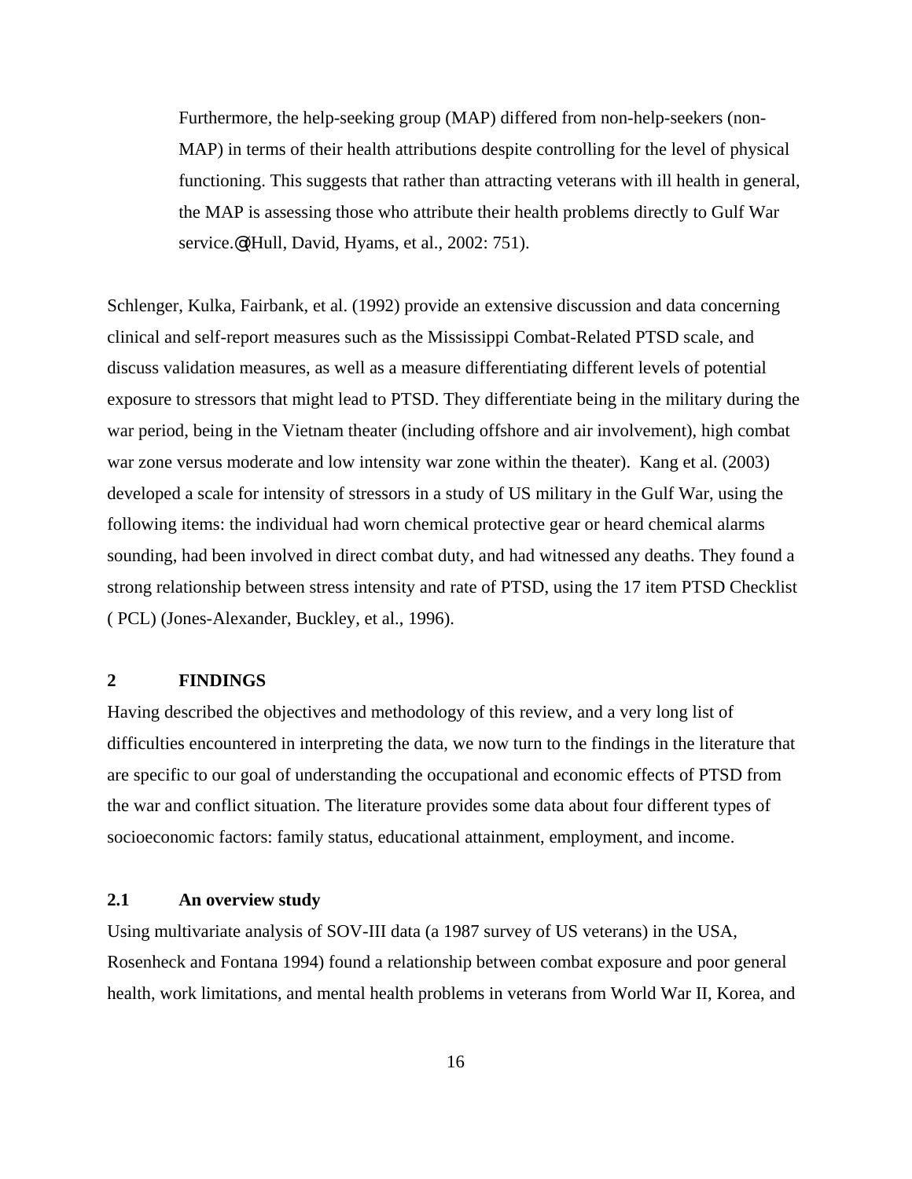> Furthermore, the help-seeking group (MAP) differed from non-help-seekers (non-MAP) in terms of their health attributions despite controlling for the level of physical functioning. This suggests that rather than attracting veterans with ill health in general, the MAP is assessing those who attribute their health problems directly to Gulf War service.@(Hull, David, Hyams, et al., 2002: 751).

Schlenger, Kulka, Fairbank, et al. (1992) provide an extensive discussion and data concerning clinical and self-report measures such as the Mississippi Combat-Related PTSD scale, and discuss validation measures, as well as a measure differentiating different levels of potential exposure to stressors that might lead to PTSD. They differentiate being in the military during the war period, being in the Vietnam theater (including offshore and air involvement), high combat war zone versus moderate and low intensity war zone within the theater). Kang et al. (2003) developed a scale for intensity of stressors in a study of US military in the Gulf War, using the following items: the individual had worn chemical protective gear or heard chemical alarms sounding, had been involved in direct combat duty, and had witnessed any deaths. They found a strong relationship between stress intensity and rate of PTSD, using the 17 item PTSD Checklist ( PCL) (Jones-Alexander, Buckley, et al., 1996).

## 2 FINDINGS

Having described the objectives and methodology of this review, and a very long list of difficulties encountered in interpreting the data, we now turn to the findings in the literature that are specific to our goal of understanding the occupational and economic effects of PTSD from the war and conflict situation. The literature provides some data about four different types of socioeconomic factors: family status, educational attainment, employment, and income.

### 2.1 An overview study

Using multivariate analysis of SOV-III data (a 1987 survey of US veterans) in the USA, Rosenheck and Fontana 1994) found a relationship between combat exposure and poor general health, work limitations, and mental health problems in veterans from World War II, Korea, and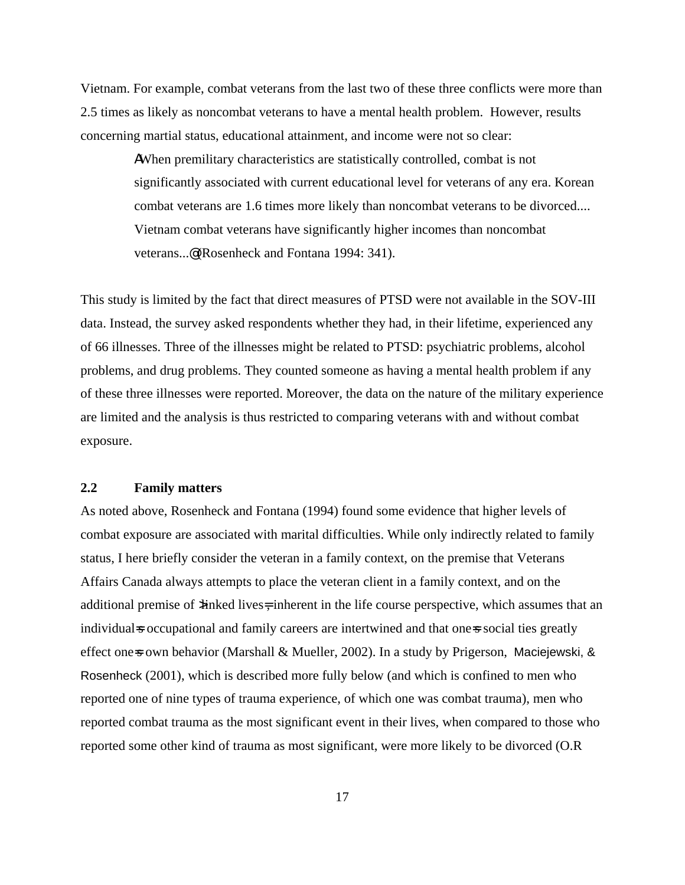Vietnam. For example, combat veterans from the last two of these three conflicts were more than 2.5 times as likely as noncombat veterans to have a mental health problem. However, results concerning martial status, educational attainment, and income were not so clear:

> AWhen premilitary characteristics are statistically controlled, combat is not significantly associated with current educational level for veterans of any era. Korean combat veterans are 1.6 times more likely than noncombat veterans to be divorced.... Vietnam combat veterans have significantly higher incomes than noncombat veterans...@ (Rosenheck and Fontana 1994: 341).

This study is limited by the fact that direct measures of PTSD were not available in the SOV-III data. Instead, the survey asked respondents whether they had, in their lifetime, experienced any of 66 illnesses. Three of the illnesses might be related to PTSD: psychiatric problems, alcohol problems, and drug problems. They counted someone as having a mental health problem if any of these three illnesses were reported. Moreover, the data on the nature of the military experience are limited and the analysis is thus restricted to comparing veterans with and without combat exposure.

## 2.2 Family matters

As noted above, Rosenheck and Fontana (1994) found some evidence that higher levels of combat exposure are associated with marital difficulties. While only indirectly related to family status, I here briefly consider the veteran in a family context, on the premise that Veterans Affairs Canada always attempts to place the veteran client in a family context, and on the additional premise of >linked lives=, inherent in the life course perspective, which assumes that an individual=s occupational and family careers are intertwined and that one=s social ties greatly effect one=s own behavior (Marshall & Mueller, 2002). In a study by Prigerson, Maciejewski, & Rosenheck (2001), which is described more fully below (and which is confined to men who reported one of nine types of trauma experience, of which one was combat trauma), men who reported combat trauma as the most significant event in their lives, when compared to those who reported some other kind of trauma as most significant, were more likely to be divorced (O.R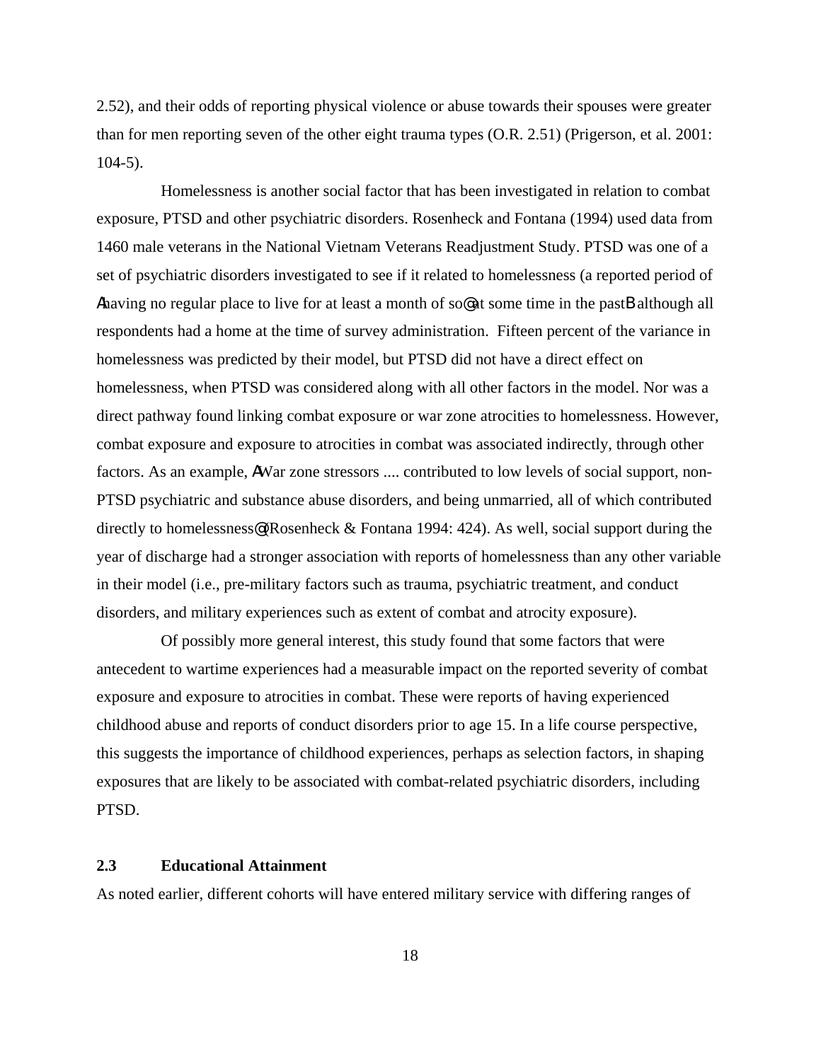2.52), and their odds of reporting physical violence or abuse towards their spouses were greater than for men reporting seven of the other eight trauma types (O.R. 2.51) (Prigerson, et al. 2001: 104-5).

Homelessness is another social factor that has been investigated in relation to combat exposure, PTSD and other psychiatric disorders. Rosenheck and Fontana (1994) used data from 1460 male veterans in the National Vietnam Veterans Readjustment Study. PTSD was one of a set of psychiatric disorders investigated to see if it related to homelessness (a reported period of Ahaving no regular place to live for at least a month of so@ at some time in the pastB although all respondents had a home at the time of survey administration. Fifteen percent of the variance in homelessness was predicted by their model, but PTSD did not have a direct effect on homelessness, when PTSD was considered along with all other factors in the model. Nor was a direct pathway found linking combat exposure or war zone atrocities to homelessness. However, combat exposure and exposure to atrocities in combat was associated indirectly, through other factors. As an example, AWar zone stressors .... contributed to low levels of social support, non-PTSD psychiatric and substance abuse disorders, and being unmarried, all of which contributed directly to homelessness@ (Rosenheck & Fontana 1994: 424). As well, social support during the year of discharge had a stronger association with reports of homelessness than any other variable in their model (i.e., pre-military factors such as trauma, psychiatric treatment, and conduct disorders, and military experiences such as extent of combat and atrocity exposure).

Of possibly more general interest, this study found that some factors that were antecedent to wartime experiences had a measurable impact on the reported severity of combat exposure and exposure to atrocities in combat. These were reports of having experienced childhood abuse and reports of conduct disorders prior to age 15. In a life course perspective, this suggests the importance of childhood experiences, perhaps as selection factors, in shaping exposures that are likely to be associated with combat-related psychiatric disorders, including PTSD.

### 2.3 Educational Attainment

As noted earlier, different cohorts will have entered military service with differing ranges of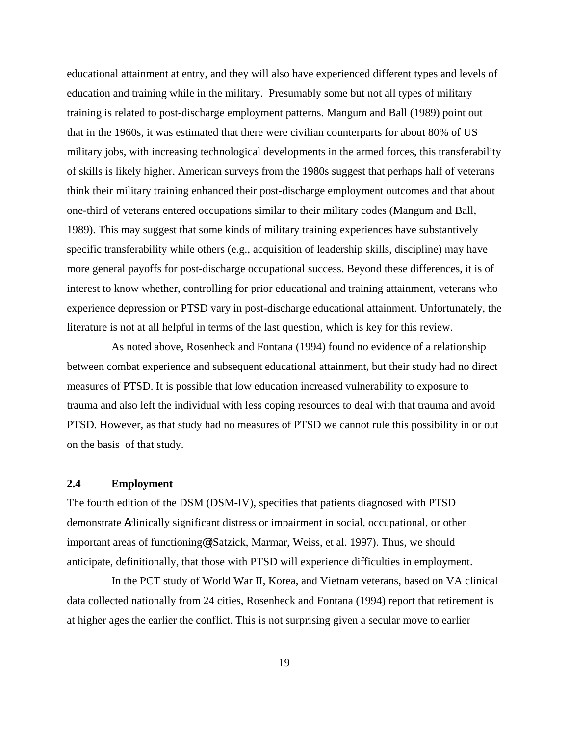educational attainment at entry, and they will also have experienced different types and levels of education and training while in the military. Presumably some but not all types of military training is related to post-discharge employment patterns. Mangum and Ball (1989) point out that in the 1960s, it was estimated that there were civilian counterparts for about 80% of US military jobs, with increasing technological developments in the armed forces, this transferability of skills is likely higher. American surveys from the 1980s suggest that perhaps half of veterans think their military training enhanced their post-discharge employment outcomes and that about one-third of veterans entered occupations similar to their military codes (Mangum and Ball, 1989). This may suggest that some kinds of military training experiences have substantively specific transferability while others (e.g., acquisition of leadership skills, discipline) may have more general payoffs for post-discharge occupational success. Beyond these differences, it is of interest to know whether, controlling for prior educational and training attainment, veterans who experience depression or PTSD vary in post-discharge educational attainment. Unfortunately, the literature is not at all helpful in terms of the last question, which is key for this review.

As noted above, Rosenheck and Fontana (1994) found no evidence of a relationship between combat experience and subsequent educational attainment, but their study had no direct measures of PTSD. It is possible that low education increased vulnerability to exposure to trauma and also left the individual with less coping resources to deal with that trauma and avoid PTSD. However, as that study had no measures of PTSD we cannot rule this possibility in or out on the basis of that study.

## 2.4 Employment

The fourth edition of the DSM (DSM-IV), specifies that patients diagnosed with PTSD demonstrate Aclinically significant distress or impairment in social, occupational, or other important areas of functioning@ (Satzick, Marmar, Weiss, et al. 1997). Thus, we should anticipate, definitionally, that those with PTSD will experience difficulties in employment.

In the PCT study of World War II, Korea, and Vietnam veterans, based on VA clinical data collected nationally from 24 cities, Rosenheck and Fontana (1994) report that retirement is at higher ages the earlier the conflict. This is not surprising given a secular move to earlier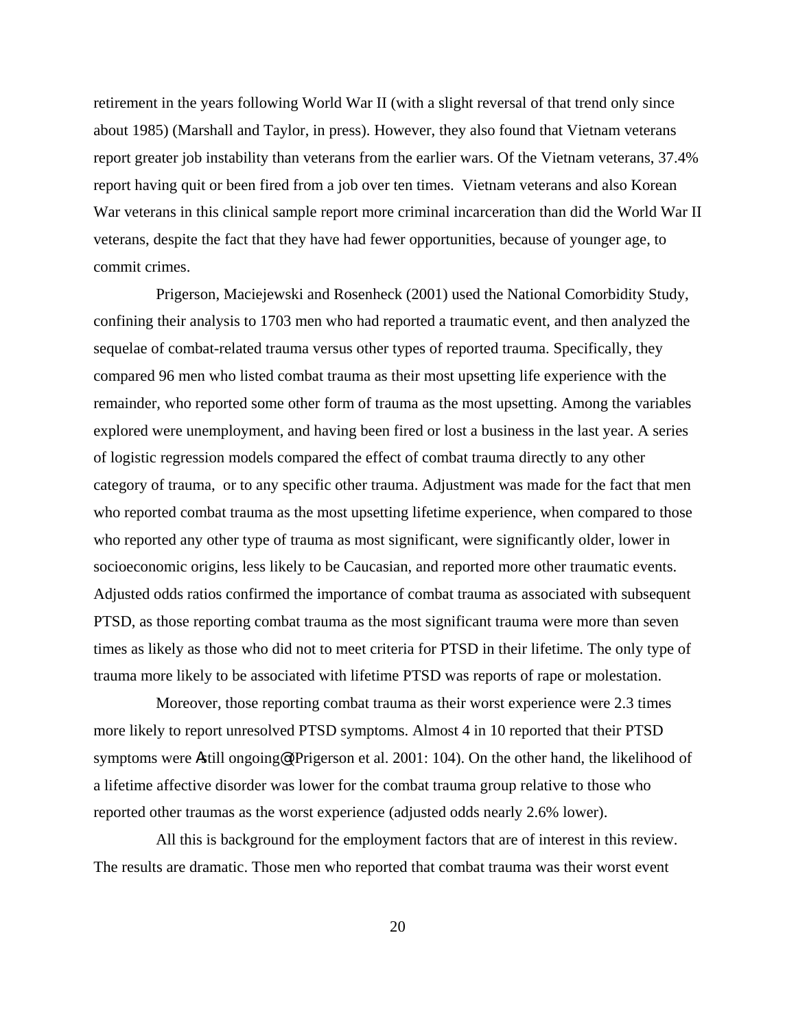retirement in the years following World War II (with a slight reversal of that trend only since about 1985) (Marshall and Taylor, in press). However, they also found that Vietnam veterans report greater job instability than veterans from the earlier wars. Of the Vietnam veterans, 37.4% report having quit or been fired from a job over ten times. Vietnam veterans and also Korean War veterans in this clinical sample report more criminal incarceration than did the World War II veterans, despite the fact that they have had fewer opportunities, because of younger age, to commit crimes.

Prigerson, Maciejewski and Rosenheck (2001) used the National Comorbidity Study, confining their analysis to 1703 men who had reported a traumatic event, and then analyzed the sequelae of combat-related trauma versus other types of reported trauma. Specifically, they compared 96 men who listed combat trauma as their most upsetting life experience with the remainder, who reported some other form of trauma as the most upsetting. Among the variables explored were unemployment, and having been fired or lost a business in the last year. A series of logistic regression models compared the effect of combat trauma directly to any other category of trauma, or to any specific other trauma. Adjustment was made for the fact that men who reported combat trauma as the most upsetting lifetime experience, when compared to those who reported any other type of trauma as most significant, were significantly older, lower in socioeconomic origins, less likely to be Caucasian, and reported more other traumatic events. Adjusted odds ratios confirmed the importance of combat trauma as associated with subsequent PTSD, as those reporting combat trauma as the most significant trauma were more than seven times as likely as those who did not to meet criteria for PTSD in their lifetime. The only type of trauma more likely to be associated with lifetime PTSD was reports of rape or molestation.

Moreover, those reporting combat trauma as their worst experience were 2.3 times more likely to report unresolved PTSD symptoms. Almost 4 in 10 reported that their PTSD symptoms were Astill ongoing@ (Prigerson et al. 2001: 104). On the other hand, the likelihood of a lifetime affective disorder was lower for the combat trauma group relative to those who reported other traumas as the worst experience (adjusted odds nearly 2.6% lower).

All this is background for the employment factors that are of interest in this review. The results are dramatic. Those men who reported that combat trauma was their worst event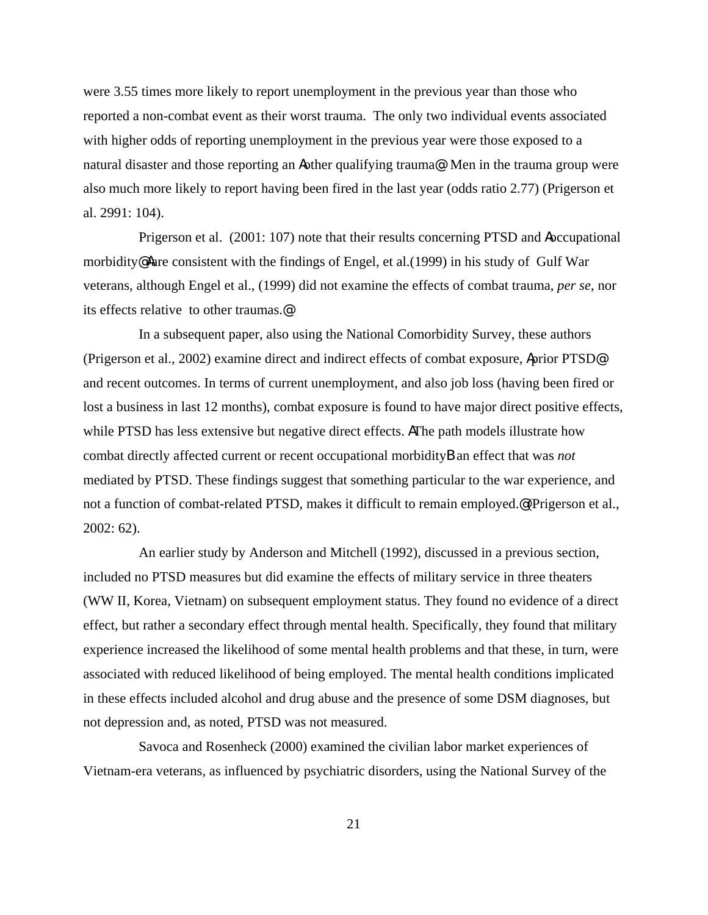were 3.55 times more likely to report unemployment in the previous year than those who reported a non-combat event as their worst trauma. The only two individual events associated with higher odds of reporting unemployment in the previous year were those exposed to a natural disaster and those reporting an Aother qualifying trauma@ Men in the trauma group were also much more likely to report having been fired in the last year (odds ratio 2.77) (Prigerson et al. 2991: 104).

Prigerson et al. (2001: 107) note that their results concerning PTSD and Aoccupational morbidity@Aare consistent with the findings of Engel, et al.(1999) in his study of Gulf War veterans, although Engel et al., (1999) did not examine the effects of combat trauma, *per se*, nor its effects relative to other traumas.@

In a subsequent paper, also using the National Comorbidity Survey, these authors (Prigerson et al., 2002) examine direct and indirect effects of combat exposure, Aprior PTSD@ and recent outcomes. In terms of current unemployment, and also job loss (having been fired or lost a business in last 12 months), combat exposure is found to have major direct positive effects, while PTSD has less extensive but negative direct effects. AThe path models illustrate how combat directly affected current or recent occupational morbidityB an effect that was *not* mediated by PTSD. These findings suggest that something particular to the war experience, and not a function of combat-related PTSD, makes it difficult to remain employed.@(Prigerson et al., 2002: 62).

An earlier study by Anderson and Mitchell (1992), discussed in a previous section, included no PTSD measures but did examine the effects of military service in three theaters (WW II, Korea, Vietnam) on subsequent employment status. They found no evidence of a direct effect, but rather a secondary effect through mental health. Specifically, they found that military experience increased the likelihood of some mental health problems and that these, in turn, were associated with reduced likelihood of being employed. The mental health conditions implicated in these effects included alcohol and drug abuse and the presence of some DSM diagnoses, but not depression and, as noted, PTSD was not measured.

Savoca and Rosenheck (2000) examined the civilian labor market experiences of Vietnam-era veterans, as influenced by psychiatric disorders, using the National Survey of the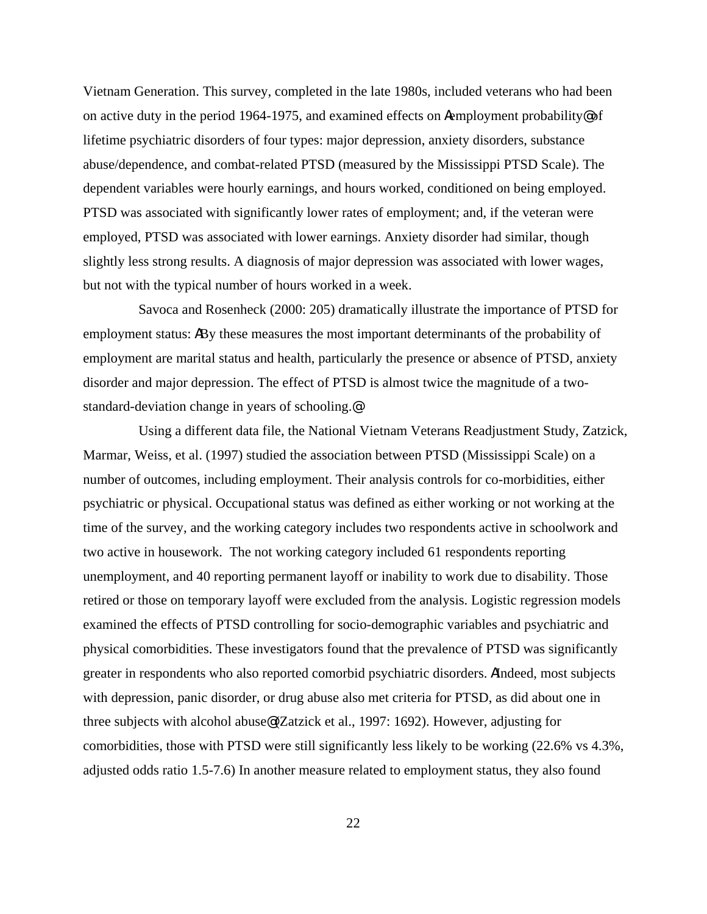Vietnam Generation. This survey, completed in the late 1980s, included veterans who had been on active duty in the period 1964-1975, and examined effects on Aemployment probability@ of lifetime psychiatric disorders of four types: major depression, anxiety disorders, substance abuse/dependence, and combat-related PTSD (measured by the Mississippi PTSD Scale). The dependent variables were hourly earnings, and hours worked, conditioned on being employed. PTSD was associated with significantly lower rates of employment; and, if the veteran were employed, PTSD was associated with lower earnings. Anxiety disorder had similar, though slightly less strong results. A diagnosis of major depression was associated with lower wages, but not with the typical number of hours worked in a week.

Savoca and Rosenheck (2000: 205) dramatically illustrate the importance of PTSD for employment status: ABy these measures the most important determinants of the probability of employment are marital status and health, particularly the presence or absence of PTSD, anxiety disorder and major depression. The effect of PTSD is almost twice the magnitude of a two-standard-deviation change in years of schooling.@

Using a different data file, the National Vietnam Veterans Readjustment Study, Zatzick, Marmar, Weiss, et al. (1997) studied the association between PTSD (Mississippi Scale) on a number of outcomes, including employment. Their analysis controls for co-morbidities, either psychiatric or physical. Occupational status was defined as either working or not working at the time of the survey, and the working category includes two respondents active in schoolwork and two active in housework. The not working category included 61 respondents reporting unemployment, and 40 reporting permanent layoff or inability to work due to disability. Those retired or those on temporary layoff were excluded from the analysis. Logistic regression models examined the effects of PTSD controlling for socio-demographic variables and psychiatric and physical comorbidities. These investigators found that the prevalence of PTSD was significantly greater in respondents who also reported comorbid psychiatric disorders. AIndeed, most subjects with depression, panic disorder, or drug abuse also met criteria for PTSD, as did about one in three subjects with alcohol abuse@ (Zatzick et al., 1997: 1692). However, adjusting for comorbidities, those with PTSD were still significantly less likely to be working (22.6% vs 4.3%, adjusted odds ratio 1.5-7.6) In another measure related to employment status, they also found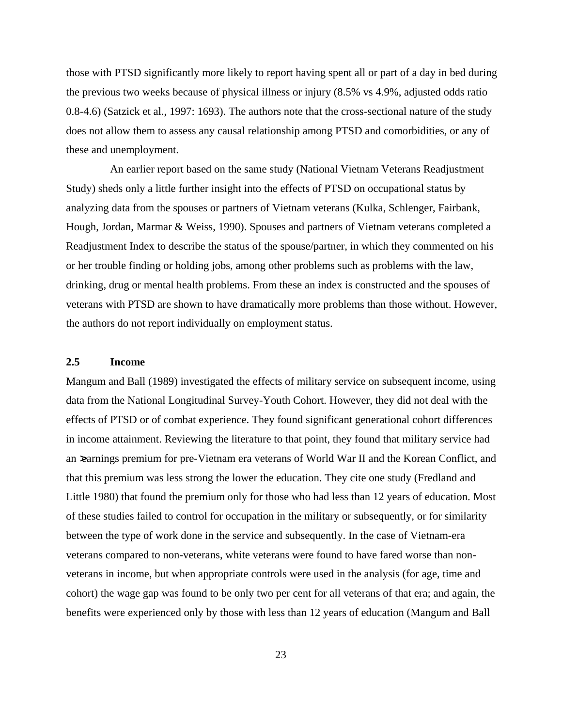those with PTSD significantly more likely to report having spent all or part of a day in bed during the previous two weeks because of physical illness or injury (8.5% vs 4.9%, adjusted odds ratio 0.8-4.6) (Satzick et al., 1997: 1693). The authors note that the cross-sectional nature of the study does not allow them to assess any causal relationship among PTSD and comorbidities, or any of these and unemployment.

An earlier report based on the same study (National Vietnam Veterans Readjustment Study) sheds only a little further insight into the effects of PTSD on occupational status by analyzing data from the spouses or partners of Vietnam veterans (Kulka, Schlenger, Fairbank, Hough, Jordan, Marmar & Weiss, 1990). Spouses and partners of Vietnam veterans completed a Readjustment Index to describe the status of the spouse/partner, in which they commented on his or her trouble finding or holding jobs, among other problems such as problems with the law, drinking, drug or mental health problems. From these an index is constructed and the spouses of veterans with PTSD are shown to have dramatically more problems than those without. However, the authors do not report individually on employment status.

## 2.5 Income

Mangum and Ball (1989) investigated the effects of military service on subsequent income, using data from the National Longitudinal Survey-Youth Cohort. However, they did not deal with the effects of PTSD or of combat experience. They found significant generational cohort differences in income attainment. Reviewing the literature to that point, they found that military service had an >earnings premium for pre-Vietnam era veterans of World War II and the Korean Conflict, and that this premium was less strong the lower the education. They cite one study (Fredland and Little 1980) that found the premium only for those who had less than 12 years of education. Most of these studies failed to control for occupation in the military or subsequently, or for similarity between the type of work done in the service and subsequently. In the case of Vietnam-era veterans compared to non-veterans, white veterans were found to have fared worse than non-veterans in income, but when appropriate controls were used in the analysis (for age, time and cohort) the wage gap was found to be only two per cent for all veterans of that era; and again, the benefits were experienced only by those with less than 12 years of education (Mangum and Ball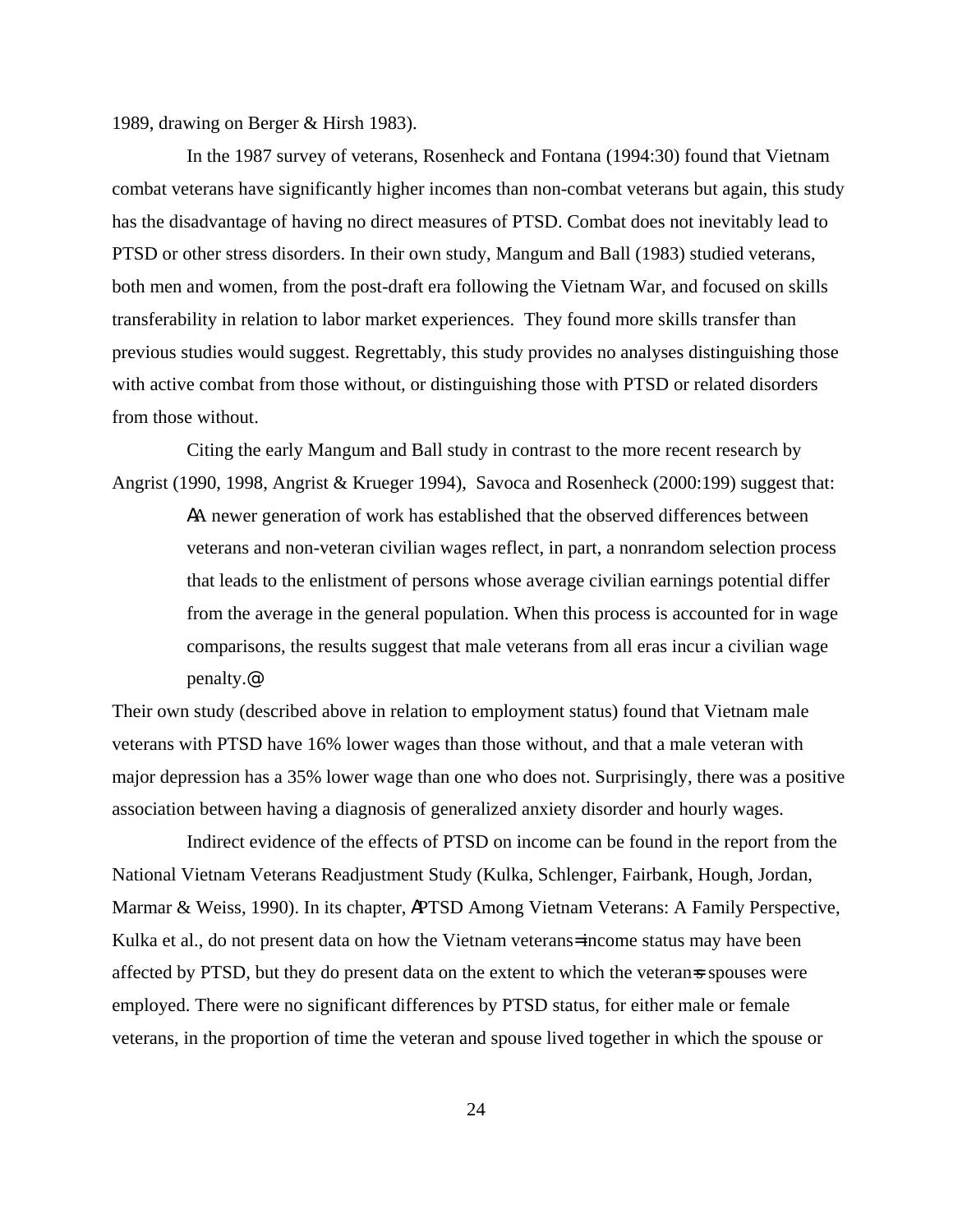1989, drawing on Berger & Hirsh 1983).

In the 1987 survey of veterans, Rosenheck and Fontana (1994:30) found that Vietnam combat veterans have significantly higher incomes than non-combat veterans but again, this study has the disadvantage of having no direct measures of PTSD. Combat does not inevitably lead to PTSD or other stress disorders. In their own study, Mangum and Ball (1983) studied veterans, both men and women, from the post-draft era following the Vietnam War, and focused on skills transferability in relation to labor market experiences. They found more skills transfer than previous studies would suggest. Regrettably, this study provides no analyses distinguishing those with active combat from those without, or distinguishing those with PTSD or related disorders from those without.

Citing the early Mangum and Ball study in contrast to the more recent research by Angrist (1990, 1998, Angrist & Krueger 1994), Savoca and Rosenheck (2000:199) suggest that:

> AA newer generation of work has established that the observed differences between veterans and non-veteran civilian wages reflect, in part, a nonrandom selection process that leads to the enlistment of persons whose average civilian earnings potential differ from the average in the general population. When this process is accounted for in wage comparisons, the results suggest that male veterans from all eras incur a civilian wage penalty.@

Their own study (described above in relation to employment status) found that Vietnam male veterans with PTSD have 16% lower wages than those without, and that a male veteran with major depression has a 35% lower wage than one who does not. Surprisingly, there was a positive association between having a diagnosis of generalized anxiety disorder and hourly wages.

Indirect evidence of the effects of PTSD on income can be found in the report from the National Vietnam Veterans Readjustment Study (Kulka, Schlenger, Fairbank, Hough, Jordan, Marmar & Weiss, 1990). In its chapter, APTSD Among Vietnam Veterans: A Family Perspective, Kulka et al., do not present data on how the Vietnam veterans= income status may have been affected by PTSD, but they do present data on the extent to which the veteran=s spouses were employed. There were no significant differences by PTSD status, for either male or female veterans, in the proportion of time the veteran and spouse lived together in which the spouse or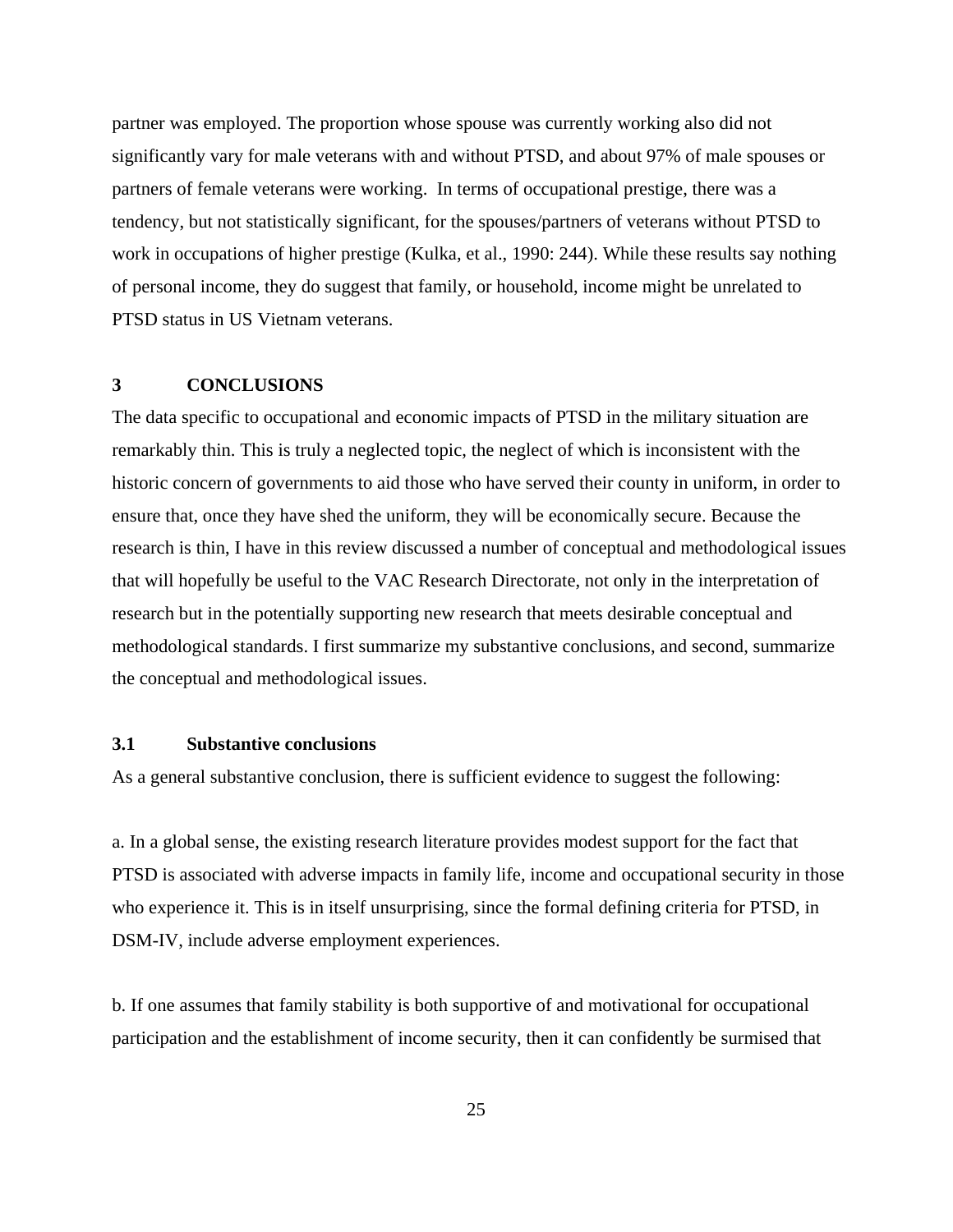partner was employed. The proportion whose spouse was currently working also did not significantly vary for male veterans with and without PTSD, and about 97% of male spouses or partners of female veterans were working. In terms of occupational prestige, there was a tendency, but not statistically significant, for the spouses/partners of veterans without PTSD to work in occupations of higher prestige (Kulka, et al., 1990: 244). While these results say nothing of personal income, they do suggest that family, or household, income might be unrelated to PTSD status in US Vietnam veterans.

## 3 CONCLUSIONS

The data specific to occupational and economic impacts of PTSD in the military situation are remarkably thin. This is truly a neglected topic, the neglect of which is inconsistent with the historic concern of governments to aid those who have served their county in uniform, in order to ensure that, once they have shed the uniform, they will be economically secure. Because the research is thin, I have in this review discussed a number of conceptual and methodological issues that will hopefully be useful to the VAC Research Directorate, not only in the interpretation of research but in the potentially supporting new research that meets desirable conceptual and methodological standards. I first summarize my substantive conclusions, and second, summarize the conceptual and methodological issues.

### 3.1 Substantive conclusions

As a general substantive conclusion, there is sufficient evidence to suggest the following:

a. In a global sense, the existing research literature provides modest support for the fact that PTSD is associated with adverse impacts in family life, income and occupational security in those who experience it. This is in itself unsurprising, since the formal defining criteria for PTSD, in DSM-IV, include adverse employment experiences.

b. If one assumes that family stability is both supportive of and motivational for occupational participation and the establishment of income security, then it can confidently be surmised that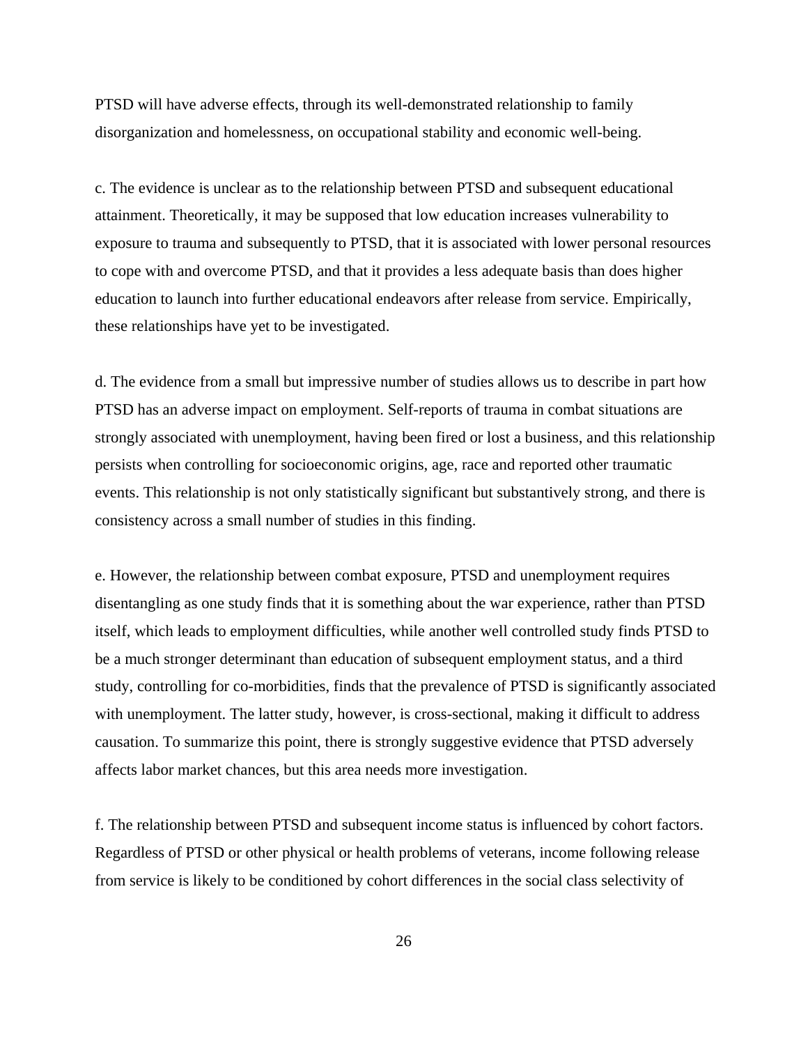PTSD will have adverse effects, through its well-demonstrated relationship to family disorganization and homelessness, on occupational stability and economic well-being.

c. The evidence is unclear as to the relationship between PTSD and subsequent educational attainment. Theoretically, it may be supposed that low education increases vulnerability to exposure to trauma and subsequently to PTSD, that it is associated with lower personal resources to cope with and overcome PTSD, and that it provides a less adequate basis than does higher education to launch into further educational endeavors after release from service. Empirically, these relationships have yet to be investigated.

d. The evidence from a small but impressive number of studies allows us to describe in part how PTSD has an adverse impact on employment. Self-reports of trauma in combat situations are strongly associated with unemployment, having been fired or lost a business, and this relationship persists when controlling for socioeconomic origins, age, race and reported other traumatic events. This relationship is not only statistically significant but substantively strong, and there is consistency across a small number of studies in this finding.

e. However, the relationship between combat exposure, PTSD and unemployment requires disentangling as one study finds that it is something about the war experience, rather than PTSD itself, which leads to employment difficulties, while another well controlled study finds PTSD to be a much stronger determinant than education of subsequent employment status, and a third study, controlling for co-morbidities, finds that the prevalence of PTSD is significantly associated with unemployment. The latter study, however, is cross-sectional, making it difficult to address causation. To summarize this point, there is strongly suggestive evidence that PTSD adversely affects labor market chances, but this area needs more investigation.

f. The relationship between PTSD and subsequent income status is influenced by cohort factors. Regardless of PTSD or other physical or health problems of veterans, income following release from service is likely to be conditioned by cohort differences in the social class selectivity of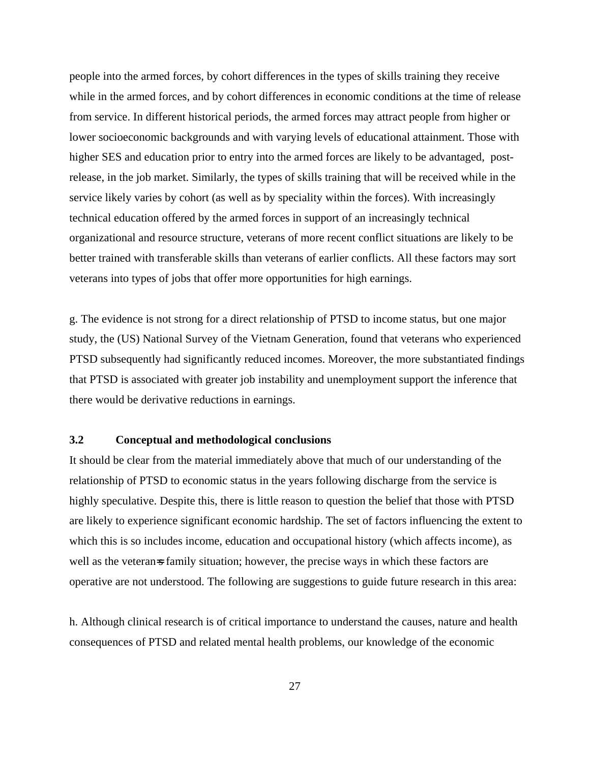people into the armed forces, by cohort differences in the types of skills training they receive while in the armed forces, and by cohort differences in economic conditions at the time of release from service. In different historical periods, the armed forces may attract people from higher or lower socioeconomic backgrounds and with varying levels of educational attainment. Those with higher SES and education prior to entry into the armed forces are likely to be advantaged, post-release, in the job market. Similarly, the types of skills training that will be received while in the service likely varies by cohort (as well as by speciality within the forces). With increasingly technical education offered by the armed forces in support of an increasingly technical organizational and resource structure, veterans of more recent conflict situations are likely to be better trained with transferable skills than veterans of earlier conflicts. All these factors may sort veterans into types of jobs that offer more opportunities for high earnings.

g. The evidence is not strong for a direct relationship of PTSD to income status, but one major study, the (US) National Survey of the Vietnam Generation, found that veterans who experienced PTSD subsequently had significantly reduced incomes. Moreover, the more substantiated findings that PTSD is associated with greater job instability and unemployment support the inference that there would be derivative reductions in earnings.

### 3.2 Conceptual and methodological conclusions

It should be clear from the material immediately above that much of our understanding of the relationship of PTSD to economic status in the years following discharge from the service is highly speculative. Despite this, there is little reason to question the belief that those with PTSD are likely to experience significant economic hardship. The set of factors influencing the extent to which this is so includes income, education and occupational history (which affects income), as well as the veteran's family situation; however, the precise ways in which these factors are operative are not understood. The following are suggestions to guide future research in this area:

h. Although clinical research is of critical importance to understand the causes, nature and health consequences of PTSD and related mental health problems, our knowledge of the economic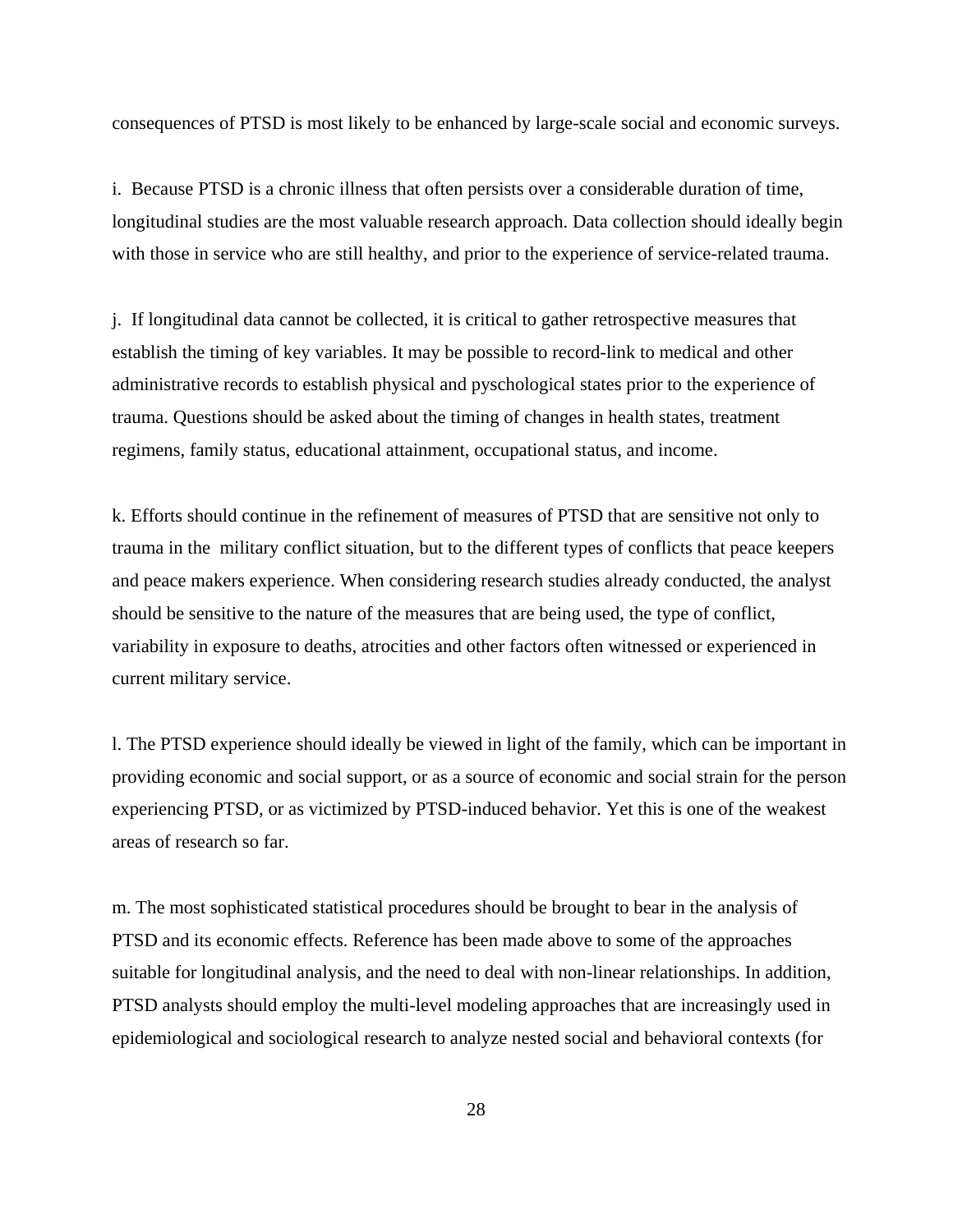consequences of PTSD is most likely to be enhanced by large-scale social and economic surveys.

i. Because PTSD is a chronic illness that often persists over a considerable duration of time, longitudinal studies are the most valuable research approach. Data collection should ideally begin with those in service who are still healthy, and prior to the experience of service-related trauma.

j. If longitudinal data cannot be collected, it is critical to gather retrospective measures that establish the timing of key variables. It may be possible to record-link to medical and other administrative records to establish physical and pyschological states prior to the experience of trauma. Questions should be asked about the timing of changes in health states, treatment regimens, family status, educational attainment, occupational status, and income.

k. Efforts should continue in the refinement of measures of PTSD that are sensitive not only to trauma in the military conflict situation, but to the different types of conflicts that peace keepers and peace makers experience. When considering research studies already conducted, the analyst should be sensitive to the nature of the measures that are being used, the type of conflict, variability in exposure to deaths, atrocities and other factors often witnessed or experienced in current military service.

l. The PTSD experience should ideally be viewed in light of the family, which can be important in providing economic and social support, or as a source of economic and social strain for the person experiencing PTSD, or as victimized by PTSD-induced behavior. Yet this is one of the weakest areas of research so far.

m. The most sophisticated statistical procedures should be brought to bear in the analysis of PTSD and its economic effects. Reference has been made above to some of the approaches suitable for longitudinal analysis, and the need to deal with non-linear relationships. In addition, PTSD analysts should employ the multi-level modeling approaches that are increasingly used in epidemiological and sociological research to analyze nested social and behavioral contexts (for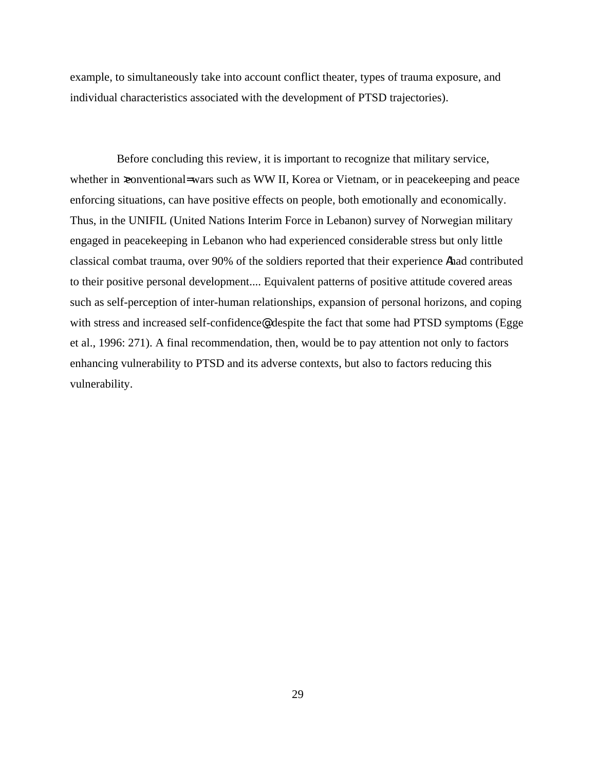example, to simultaneously take into account conflict theater, types of trauma exposure, and individual characteristics associated with the development of PTSD trajectories).

Before concluding this review, it is important to recognize that military service, whether in >conventional= wars such as WW II, Korea or Vietnam, or in peacekeeping and peace enforcing situations, can have positive effects on people, both emotionally and economically. Thus, in the UNIFIL (United Nations Interim Force in Lebanon) survey of Norwegian military engaged in peacekeeping in Lebanon who had experienced considerable stress but only little classical combat trauma, over 90% of the soldiers reported that their experience Ahad contributed to their positive personal development.... Equivalent patterns of positive attitude covered areas such as self-perception of inter-human relationships, expansion of personal horizons, and coping with stress and increased self-confidence@ despite the fact that some had PTSD symptoms (Egge et al., 1996: 271). A final recommendation, then, would be to pay attention not only to factors enhancing vulnerability to PTSD and its adverse contexts, but also to factors reducing this vulnerability.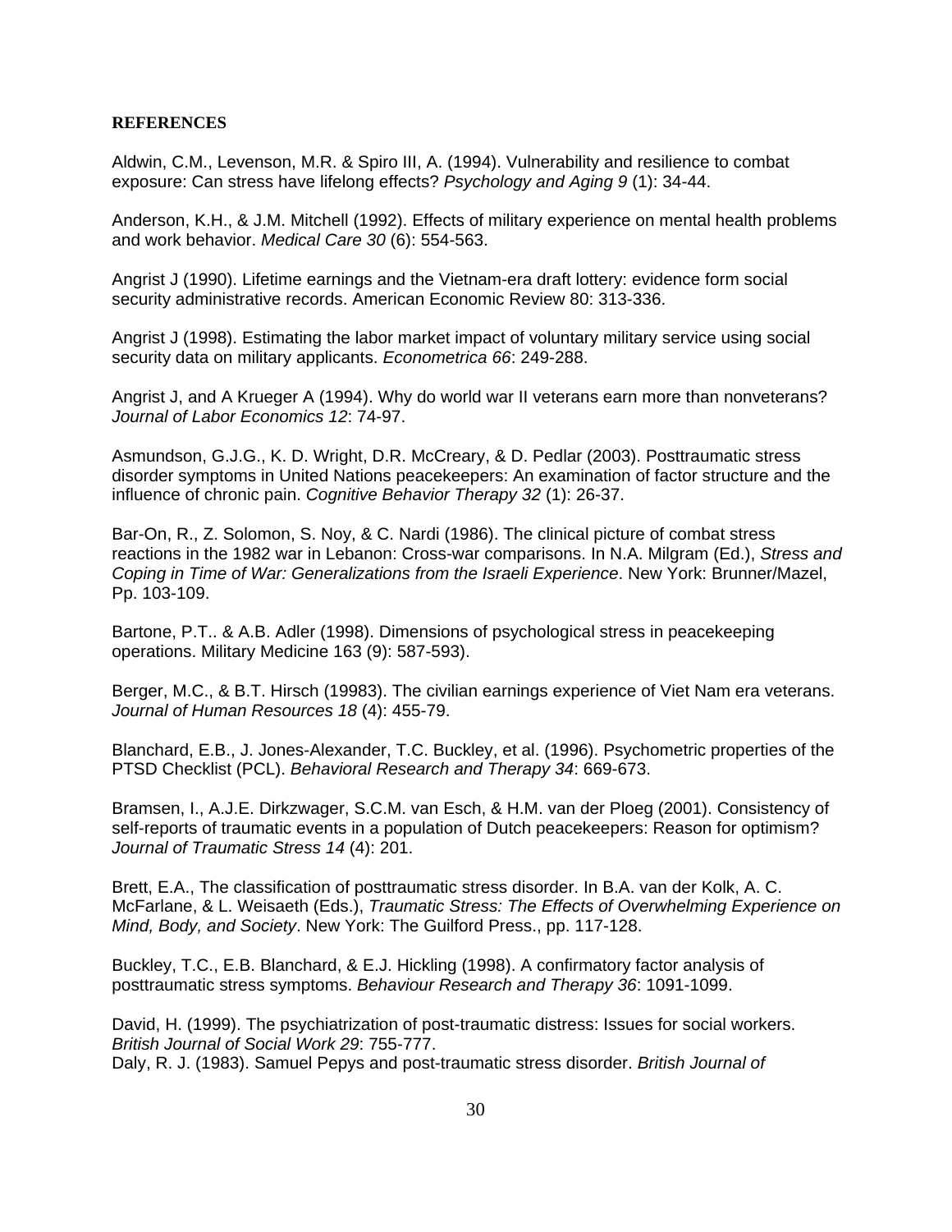**REFERENCES**

Aldwin, C.M., Levenson, M.R. & Spiro III, A. (1994). Vulnerability and resilience to combat exposure: Can stress have lifelong effects? *Psychology and Aging 9* (1): 34-44.

Anderson, K.H., & J.M. Mitchell (1992). Effects of military experience on mental health problems and work behavior. *Medical Care 30* (6): 554-563.

Angrist J (1990). Lifetime earnings and the Vietnam-era draft lottery: evidence form social security administrative records. American Economic Review 80: 313-336.

Angrist J (1998). Estimating the labor market impact of voluntary military service using social security data on military applicants. *Econometrica 66*: 249-288.

Angrist J, and A Krueger A (1994). Why do world war II veterans earn more than nonveterans? *Journal of Labor Economics 12*: 74-97.

Asmundson, G.J.G., K. D. Wright, D.R. McCreary, & D. Pedlar (2003). Posttraumatic stress disorder symptoms in United Nations peacekeepers: An examination of factor structure and the influence of chronic pain. *Cognitive Behavior Therapy 32* (1): 26-37.

Bar-On, R., Z. Solomon, S. Noy, & C. Nardi (1986). The clinical picture of combat stress reactions in the 1982 war in Lebanon: Cross-war comparisons. In N.A. Milgram (Ed.), *Stress and Coping in Time of War: Generalizations from the Israeli Experience*. New York: Brunner/Mazel, Pp. 103-109.

Bartone, P.T.. & A.B. Adler (1998). Dimensions of psychological stress in peacekeeping operations. Military Medicine 163 (9): 587-593).

Berger, M.C., & B.T. Hirsch (19983). The civilian earnings experience of Viet Nam era veterans. *Journal of Human Resources 18* (4): 455-79.

Blanchard, E.B., J. Jones-Alexander, T.C. Buckley, et al. (1996). Psychometric properties of the PTSD Checklist (PCL). *Behavioral Research and Therapy 34*: 669-673.

Bramsen, I., A.J.E. Dirkzwager, S.C.M. van Esch, & H.M. van der Ploeg (2001). Consistency of self-reports of traumatic events in a population of Dutch peacekeepers: Reason for optimism? *Journal of Traumatic Stress 14* (4): 201.

Brett, E.A., The classification of posttraumatic stress disorder. In B.A. van der Kolk, A. C. McFarlane, & L. Weisaeth (Eds.), *Traumatic Stress: The Effects of Overwhelming Experience on Mind, Body, and Society*. New York: The Guilford Press., pp. 117-128.

Buckley, T.C., E.B. Blanchard, & E.J. Hickling (1998). A confirmatory factor analysis of posttraumatic stress symptoms. *Behaviour Research and Therapy 36*: 1091-1099.

David, H. (1999). The psychiatrization of post-traumatic distress: Issues for social workers. *British Journal of Social Work 29*: 755-777.

Daly, R. J. (1983). Samuel Pepys and post-traumatic stress disorder. *British Journal of*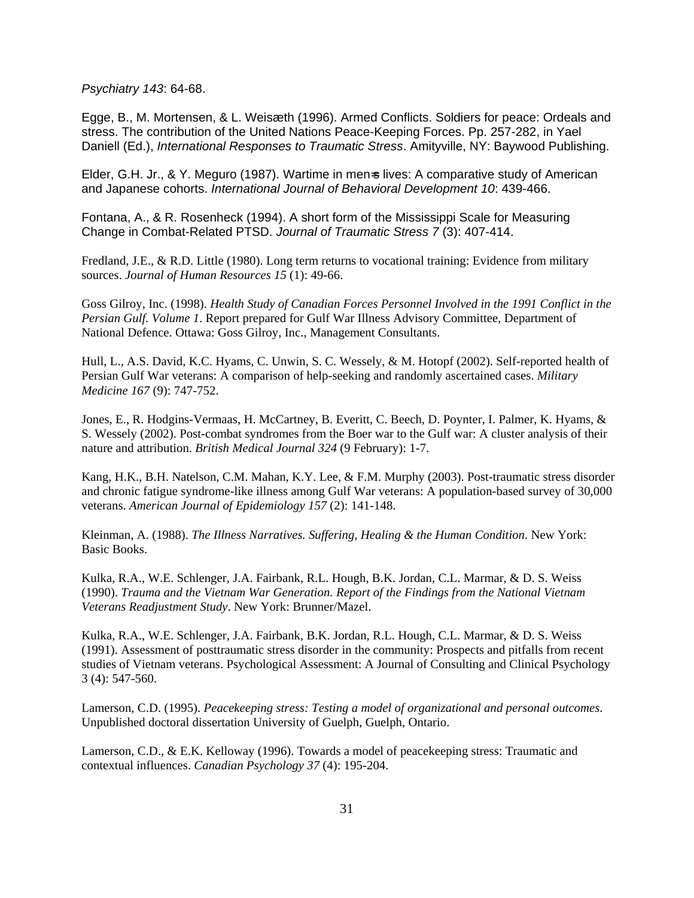*Psychiatry 143*: 64-68.

Egge, B., M. Mortensen, & L. Weisæth (1996). Armed Conflicts. Soldiers for peace: Ordeals and stress. The contribution of the United Nations Peace-Keeping Forces. Pp. 257-282, in Yael Daniell (Ed.), *International Responses to Traumatic Stress*. Amityville, NY: Baywood Publishing.

Elder, G.H. Jr., & Y. Meguro (1987). Wartime in men=s lives: A comparative study of American and Japanese cohorts. *International Journal of Behavioral Development 10*: 439-466.

Fontana, A., & R. Rosenheck (1994). A short form of the Mississippi Scale for Measuring Change in Combat-Related PTSD. *Journal of Traumatic Stress 7* (3): 407-414.

Fredland, J.E., & R.D. Little (1980). Long term returns to vocational training: Evidence from military sources. *Journal of Human Resources 15* (1): 49-66.

Goss Gilroy, Inc. (1998). *Health Study of Canadian Forces Personnel Involved in the 1991 Conflict in the Persian Gulf. Volume 1*. Report prepared for Gulf War Illness Advisory Committee, Department of National Defence. Ottawa: Goss Gilroy, Inc., Management Consultants.

Hull, L., A.S. David, K.C. Hyams, C. Unwin, S. C. Wessely, & M. Hotopf (2002). Self-reported health of Persian Gulf War veterans: A comparison of help-seeking and randomly ascertained cases. *Military Medicine 167* (9): 747-752.

Jones, E., R. Hodgins-Vermaas, H. McCartney, B. Everitt, C. Beech, D. Poynter, I. Palmer, K. Hyams, & S. Wessely (2002). Post-combat syndromes from the Boer war to the Gulf war: A cluster analysis of their nature and attribution. *British Medical Journal 324* (9 February): 1-7.

Kang, H.K., B.H. Natelson, C.M. Mahan, K.Y. Lee, & F.M. Murphy (2003). Post-traumatic stress disorder and chronic fatigue syndrome-like illness among Gulf War veterans: A population-based survey of 30,000 veterans. *American Journal of Epidemiology 157* (2): 141-148.

Kleinman, A. (1988). *The Illness Narratives. Suffering, Healing & the Human Condition*. New York: Basic Books.

Kulka, R.A., W.E. Schlenger, J.A. Fairbank, R.L. Hough, B.K. Jordan, C.L. Marmar, & D. S. Weiss (1990). *Trauma and the Vietnam War Generation. Report of the Findings from the National Vietnam Veterans Readjustment Study*. New York: Brunner/Mazel.

Kulka, R.A., W.E. Schlenger, J.A. Fairbank, B.K. Jordan, R.L. Hough, C.L. Marmar, & D. S. Weiss (1991). Assessment of posttraumatic stress disorder in the community: Prospects and pitfalls from recent studies of Vietnam veterans. Psychological Assessment: A Journal of Consulting and Clinical Psychology 3 (4): 547-560.

Lamerson, C.D. (1995). *Peacekeeping stress: Testing a model of organizational and personal outcomes*. Unpublished doctoral dissertation University of Guelph, Guelph, Ontario.

Lamerson, C.D., & E.K. Kelloway (1996). Towards a model of peacekeeping stress: Traumatic and contextual influences. *Canadian Psychology 37* (4): 195-204.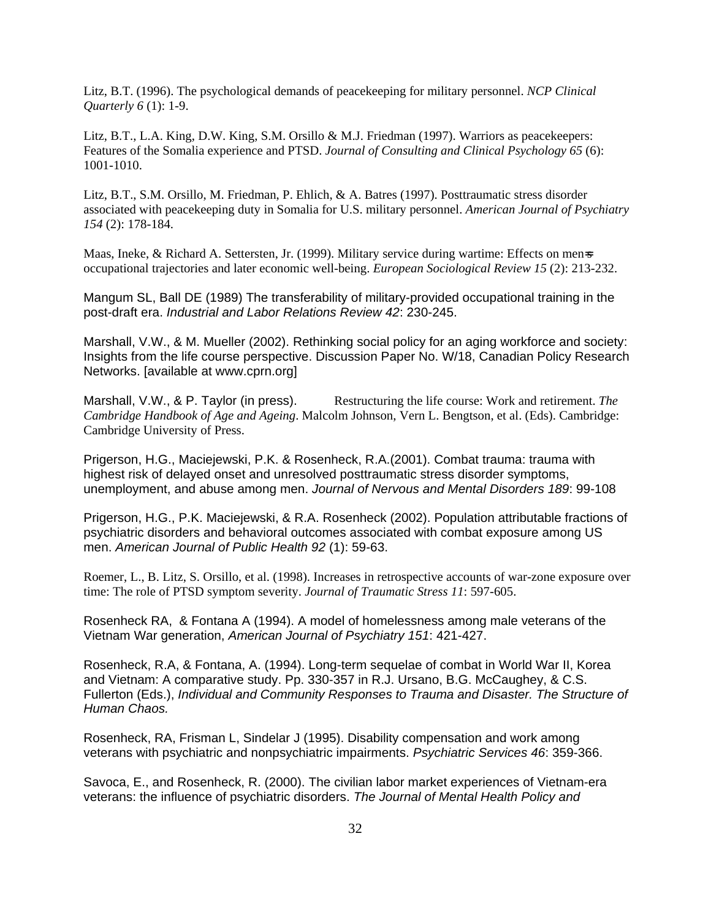Litz, B.T. (1996). The psychological demands of peacekeeping for military personnel. *NCP Clinical Quarterly 6* (1): 1-9.

Litz, B.T., L.A. King, D.W. King, S.M. Orsillo & M.J. Friedman (1997). Warriors as peacekeepers: Features of the Somalia experience and PTSD. *Journal of Consulting and Clinical Psychology 65* (6): 1001-1010.

Litz, B.T., S.M. Orsillo, M. Friedman, P. Ehlich, & A. Batres (1997). Posttraumatic stress disorder associated with peacekeeping duty in Somalia for U.S. military personnel. *American Journal of Psychiatry 154* (2): 178-184.

Maas, Ineke, & Richard A. Settersten, Jr. (1999). Military service during wartime: Effects on men=s occupational trajectories and later economic well-being. *European Sociological Review 15* (2): 213-232.

Mangum SL, Ball DE (1989) The transferability of military-provided occupational training in the post-draft era. *Industrial and Labor Relations Review 42*: 230-245.

Marshall, V.W., & M. Mueller (2002). Rethinking social policy for an aging workforce and society: Insights from the life course perspective. Discussion Paper No. W/18, Canadian Policy Research Networks. [available at www.cprn.org]

Marshall, V.W., & P. Taylor (in press). Restructuring the life course: Work and retirement. *The Cambridge Handbook of Age and Ageing*. Malcolm Johnson, Vern L. Bengtson, et al. (Eds). Cambridge: Cambridge University of Press.

Prigerson, H.G., Maciejewski, P.K. & Rosenheck, R.A.(2001). Combat trauma: trauma with highest risk of delayed onset and unresolved posttraumatic stress disorder symptoms, unemployment, and abuse among men. *Journal of Nervous and Mental Disorders 189*: 99-108

Prigerson, H.G., P.K. Maciejewski, & R.A. Rosenheck (2002). Population attributable fractions of psychiatric disorders and behavioral outcomes associated with combat exposure among US men. *American Journal of Public Health 92* (1): 59-63.

Roemer, L., B. Litz, S. Orsillo, et al. (1998). Increases in retrospective accounts of war-zone exposure over time: The role of PTSD symptom severity. *Journal of Traumatic Stress 11*: 597-605.

Rosenheck RA, & Fontana A (1994). A model of homelessness among male veterans of the Vietnam War generation, *American Journal of Psychiatry 151*: 421-427.

Rosenheck, R.A, & Fontana, A. (1994). Long-term sequelae of combat in World War II, Korea and Vietnam: A comparative study. Pp. 330-357 in R.J. Ursano, B.G. McCaughey, & C.S. Fullerton (Eds.), *Individual and Community Responses to Trauma and Disaster. The Structure of Human Chaos.*

Rosenheck, RA, Frisman L, Sindelar J (1995). Disability compensation and work among veterans with psychiatric and nonpsychiatric impairments. *Psychiatric Services 46*: 359-366.

Savoca, E., and Rosenheck, R. (2000). The civilian labor market experiences of Vietnam-era veterans: the influence of psychiatric disorders. *The Journal of Mental Health Policy and*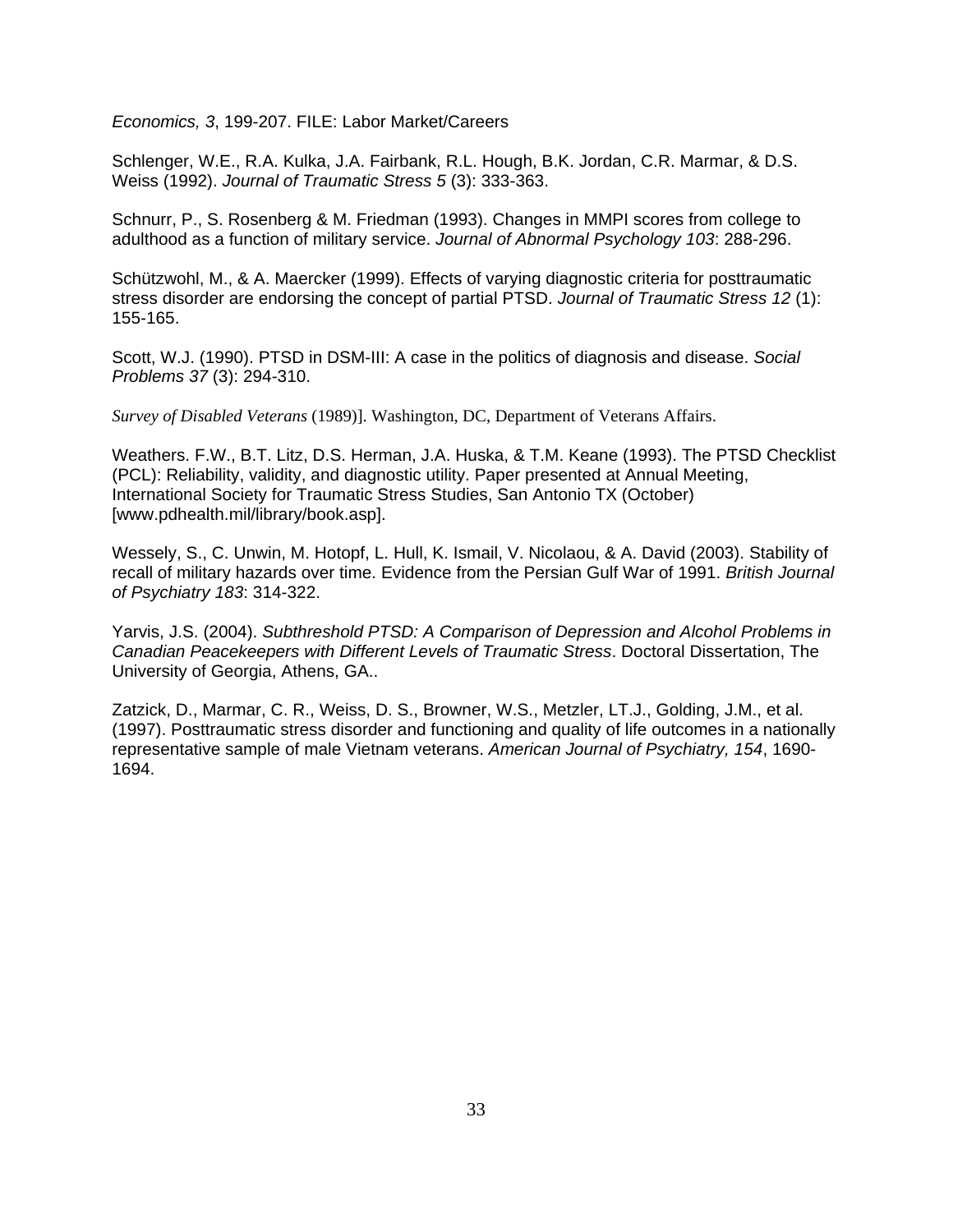*Economics, 3*, 199-207. FILE: Labor Market/Careers

Schlenger, W.E., R.A. Kulka, J.A. Fairbank, R.L. Hough, B.K. Jordan, C.R. Marmar, & D.S. Weiss (1992). *Journal of Traumatic Stress 5* (3): 333-363.

Schnurr, P., S. Rosenberg & M. Friedman (1993). Changes in MMPI scores from college to adulthood as a function of military service. *Journal of Abnormal Psychology 103*: 288-296.

Schützwohl, M., & A. Maercker (1999). Effects of varying diagnostic criteria for posttraumatic stress disorder are endorsing the concept of partial PTSD. *Journal of Traumatic Stress 12* (1): 155-165.

Scott, W.J. (1990). PTSD in DSM-III: A case in the politics of diagnosis and disease. *Social Problems 37* (3): 294-310.

*Survey of Disabled Veterans* (1989)]. Washington, DC, Department of Veterans Affairs.

Weathers. F.W., B.T. Litz, D.S. Herman, J.A. Huska, & T.M. Keane (1993). The PTSD Checklist (PCL): Reliability, validity, and diagnostic utility. Paper presented at Annual Meeting, International Society for Traumatic Stress Studies, San Antonio TX (October) [www.pdhealth.mil/library/book.asp].

Wessely, S., C. Unwin, M. Hotopf, L. Hull, K. Ismail, V. Nicolaou, & A. David (2003). Stability of recall of military hazards over time. Evidence from the Persian Gulf War of 1991. *British Journal of Psychiatry 183*: 314-322.

Yarvis, J.S. (2004). *Subthreshold PTSD: A Comparison of Depression and Alcohol Problems in Canadian Peacekeepers with Different Levels of Traumatic Stress*. Doctoral Dissertation, The University of Georgia, Athens, GA..

Zatzick, D., Marmar, C. R., Weiss, D. S., Browner, W.S., Metzler, LT.J., Golding, J.M., et al. (1997). Posttraumatic stress disorder and functioning and quality of life outcomes in a nationally representative sample of male Vietnam veterans. *American Journal of Psychiatry, 154*, 1690-1694.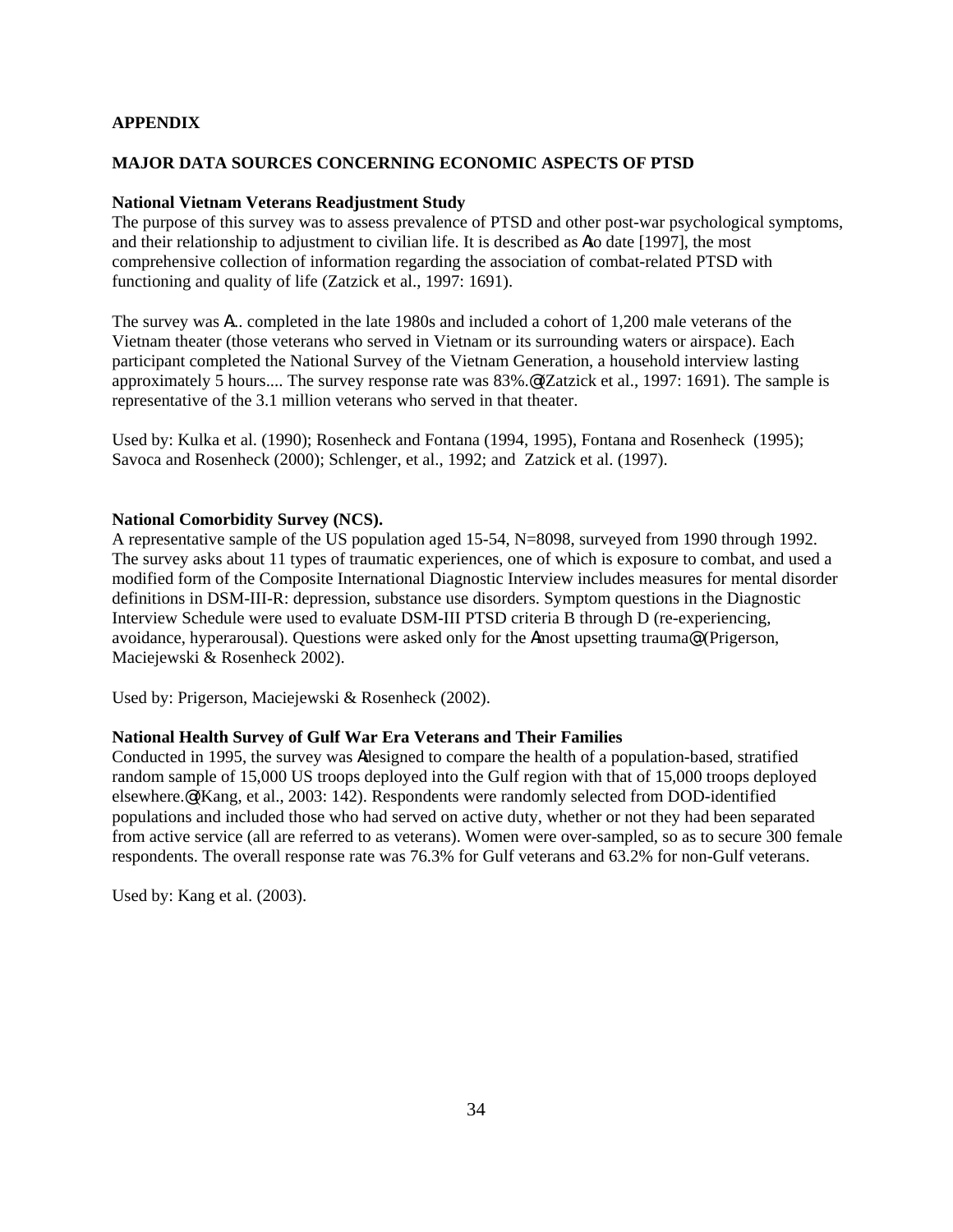**APPENDIX**

**MAJOR DATA SOURCES CONCERNING ECONOMIC ASPECTS OF PTSD**

**National Vietnam Veterans Readjustment Study**

The purpose of this survey was to assess prevalence of PTSD and other post-war psychological symptoms, and their relationship to adjustment to civilian life. It is described as Ato date [1997], the most comprehensive collection of information regarding the association of combat-related PTSD with functioning and quality of life (Zatzick et al., 1997: 1691).

The survey was A... completed in the late 1980s and included a cohort of 1,200 male veterans of the Vietnam theater (those veterans who served in Vietnam or its surrounding waters or airspace). Each participant completed the National Survey of the Vietnam Generation, a household interview lasting approximately 5 hours.... The survey response rate was 83%.@ (Zatzick et al., 1997: 1691). The sample is representative of the 3.1 million veterans who served in that theater.

Used by: Kulka et al. (1990); Rosenheck and Fontana (1994, 1995), Fontana and Rosenheck (1995); Savoca and Rosenheck (2000); Schlenger, et al., 1992; and Zatzick et al. (1997).

**National Comorbidity Survey (NCS).**

A representative sample of the US population aged 15-54, N=8098, surveyed from 1990 through 1992. The survey asks about 11 types of traumatic experiences, one of which is exposure to combat, and used a modified form of the Composite International Diagnostic Interview includes measures for mental disorder definitions in DSM-III-R: depression, substance use disorders. Symptom questions in the Diagnostic Interview Schedule were used to evaluate DSM-III PTSD criteria B through D (re-experiencing, avoidance, hyperarousal). Questions were asked only for the Amost upsetting trauma@ (Prigerson, Maciejewski & Rosenheck 2002).

Used by: Prigerson, Maciejewski & Rosenheck (2002).

**National Health Survey of Gulf War Era Veterans and Their Families**

Conducted in 1995, the survey was Adesigned to compare the health of a population-based, stratified random sample of 15,000 US troops deployed into the Gulf region with that of 15,000 troops deployed elsewhere.@ (Kang, et al., 2003: 142). Respondents were randomly selected from DOD-identified populations and included those who had served on active duty, whether or not they had been separated from active service (all are referred to as veterans). Women were over-sampled, so as to secure 300 female respondents. The overall response rate was 76.3% for Gulf veterans and 63.2% for non-Gulf veterans.

Used by: Kang et al. (2003).